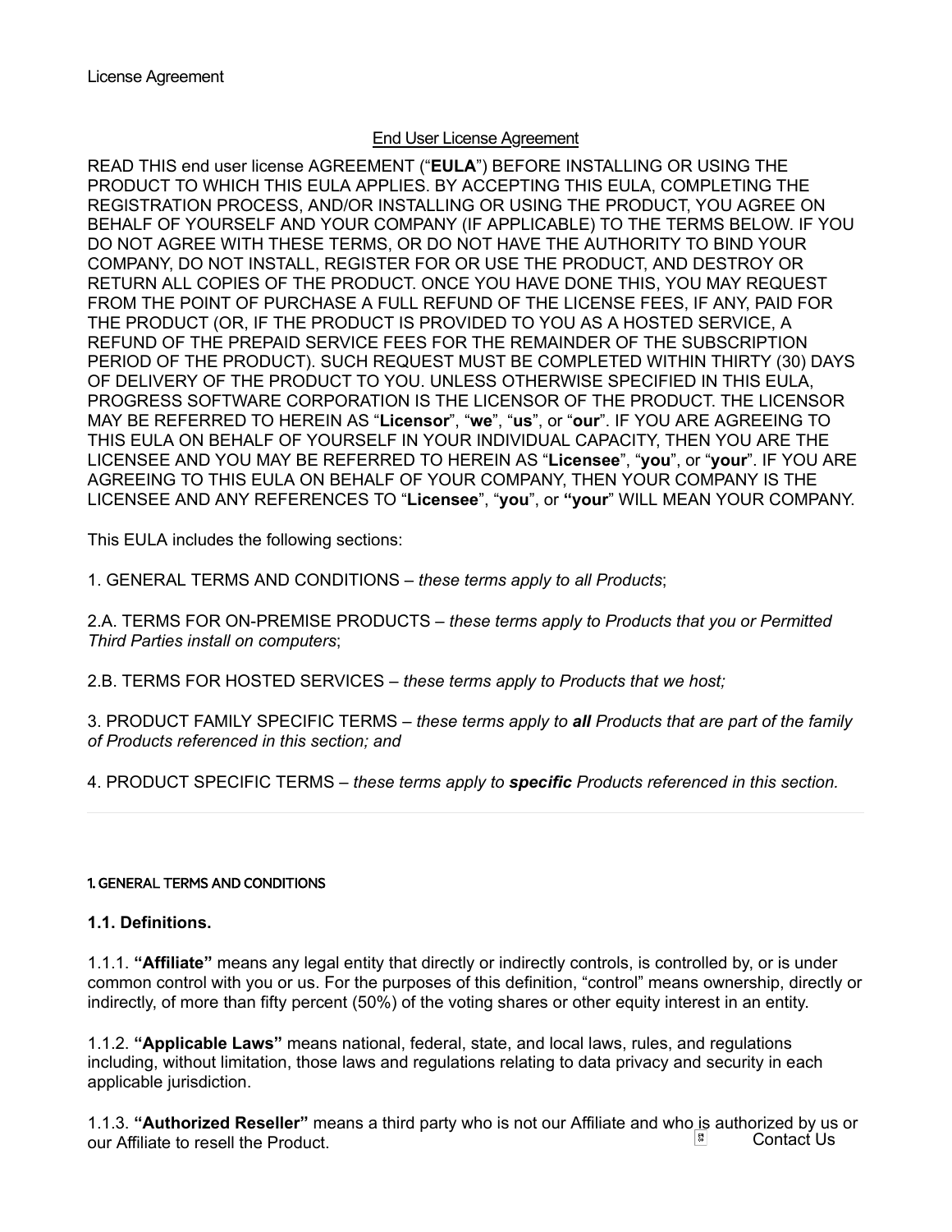License Agreement

# End User License Agreement

READ THIS end user license AGREEMENT (“**EULA**”) BEFORE INSTALLING OR USING THE PRODUCT TO WHICH THIS EULA APPLIES. BY ACCEPTING THIS EULA, COMPLETING THE REGISTRATION PROCESS, AND/OR INSTALLING OR USING THE PRODUCT, YOU AGREE ON BEHALF OF YOURSELF AND YOUR COMPANY (IF APPLICABLE) TO THE TERMS BELOW. IF YOU DO NOT AGREE WITH THESE TERMS, OR DO NOT HAVE THE AUTHORITY TO BIND YOUR COMPANY, DO NOT INSTALL, REGISTER FOR OR USE THE PRODUCT, AND DESTROY OR RETURN ALL COPIES OF THE PRODUCT. ONCE YOU HAVE DONE THIS, YOU MAY REQUEST FROM THE POINT OF PURCHASE A FULL REFUND OF THE LICENSE FEES, IF ANY, PAID FOR THE PRODUCT (OR, IF THE PRODUCT IS PROVIDED TO YOU AS A HOSTED SERVICE, A REFUND OF THE PREPAID SERVICE FEES FOR THE REMAINDER OF THE SUBSCRIPTION PERIOD OF THE PRODUCT). SUCH REQUEST MUST BE COMPLETED WITHIN THIRTY (30) DAYS OF DELIVERY OF THE PRODUCT TO YOU. UNLESS OTHERWISE SPECIFIED IN THIS EULA, PROGRESS SOFTWARE CORPORATION IS THE LICENSOR OF THE PRODUCT. THE LICENSOR MAY BE REFERRED TO HEREIN AS “**Licensor**”, “**we**”, “**us**”, or “**our**”. IF YOU ARE AGREEING TO THIS EULA ON BEHALF OF YOURSELF IN YOUR INDIVIDUAL CAPACITY, THEN YOU ARE THE LICENSEE AND YOU MAY BE REFERRED TO HEREIN AS “**Licensee**”, “**you**”, or “**your**”. IF YOU ARE AGREEING TO THIS EULA ON BEHALF OF YOUR COMPANY, THEN YOUR COMPANY IS THE LICENSEE AND ANY REFERENCES TO “**Licensee**”, “**you**”, or **“your**” WILL MEAN YOUR COMPANY.

This EULA includes the following sections:

1. GENERAL TERMS AND CONDITIONS – *these terms apply to all Products*;

2.A. TERMS FOR ON-PREMISE PRODUCTS – *these terms apply to Products that you or Permitted Third Parties install on computers*;

2.B. TERMS FOR HOSTED SERVICES – *these terms apply to Products that we host;*

3. PRODUCT FAMILY SPECIFIC TERMS – *these terms apply to **all** Products that are part of the family of Products referenced in this section; and*

4. PRODUCT SPECIFIC TERMS – *these terms apply to **specific** Products referenced in this section.*

---

## 1. GENERAL TERMS AND CONDITIONS

### 1.1. Definitions.

1.1.1. **“Affiliate”** means any legal entity that directly or indirectly controls, is controlled by, or is under common control with you or us. For the purposes of this definition, “control” means ownership, directly or indirectly, of more than fifty percent (50%) of the voting shares or other equity interest in an entity.

1.1.2. **“Applicable Laws”** means national, federal, state, and local laws, rules, and regulations including, without limitation, those laws and regulations relating to data privacy and security in each applicable jurisdiction.

1.1.3. **“Authorized Reseller”** means a third party who is not our Affiliate and who is authorized by us or our Affiliate to resell the Product.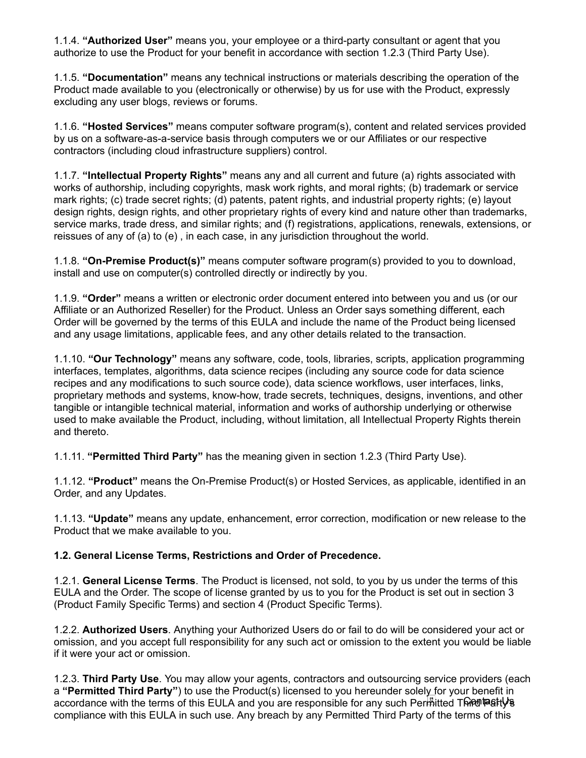1.1.4. **"Authorized User"** means you, your employee or a third-party consultant or agent that you authorize to use the Product for your benefit in accordance with section 1.2.3 (Third Party Use).

1.1.5. **"Documentation"** means any technical instructions or materials describing the operation of the Product made available to you (electronically or otherwise) by us for use with the Product, expressly excluding any user blogs, reviews or forums.

1.1.6. **"Hosted Services"** means computer software program(s), content and related services provided by us on a software-as-a-service basis through computers we or our Affiliates or our respective contractors (including cloud infrastructure suppliers) control.

1.1.7. **"Intellectual Property Rights"** means any and all current and future (a) rights associated with works of authorship, including copyrights, mask work rights, and moral rights; (b) trademark or service mark rights; (c) trade secret rights; (d) patents, patent rights, and industrial property rights; (e) layout design rights, design rights, and other proprietary rights of every kind and nature other than trademarks, service marks, trade dress, and similar rights; and (f) registrations, applications, renewals, extensions, or reissues of any of (a) to (e) , in each case, in any jurisdiction throughout the world.

1.1.8. **"On-Premise Product(s)"** means computer software program(s) provided to you to download, install and use on computer(s) controlled directly or indirectly by you.

1.1.9. **"Order"** means a written or electronic order document entered into between you and us (or our Affiliate or an Authorized Reseller) for the Product. Unless an Order says something different, each Order will be governed by the terms of this EULA and include the name of the Product being licensed and any usage limitations, applicable fees, and any other details related to the transaction.

1.1.10. **"Our Technology"** means any software, code, tools, libraries, scripts, application programming interfaces, templates, algorithms, data science recipes (including any source code for data science recipes and any modifications to such source code), data science workflows, user interfaces, links, proprietary methods and systems, know-how, trade secrets, techniques, designs, inventions, and other tangible or intangible technical material, information and works of authorship underlying or otherwise used to make available the Product, including, without limitation, all Intellectual Property Rights therein and thereto.

1.1.11. **"Permitted Third Party"** has the meaning given in section 1.2.3 (Third Party Use).

1.1.12. **"Product"** means the On-Premise Product(s) or Hosted Services, as applicable, identified in an Order, and any Updates.

1.1.13. **"Update"** means any update, enhancement, error correction, modification or new release to the Product that we make available to you.

**1.2. General License Terms, Restrictions and Order of Precedence.**

1.2.1. **General License Terms**. The Product is licensed, not sold, to you by us under the terms of this EULA and the Order. The scope of license granted by us to you for the Product is set out in section 3 (Product Family Specific Terms) and section 4 (Product Specific Terms).

1.2.2. **Authorized Users**. Anything your Authorized Users do or fail to do will be considered your act or omission, and you accept full responsibility for any such act or omission to the extent you would be liable if it were your act or omission.

1.2.3. **Third Party Use**. You may allow your agents, contractors and outsourcing service providers (each a **"Permitted Third Party"**) to use the Product(s) licensed to you hereunder solely for your benefit in accordance with the terms of this EULA and you are responsible for any such Permitted Third Party's compliance with this EULA in such use. Any breach by any Permitted Third Party of the terms of this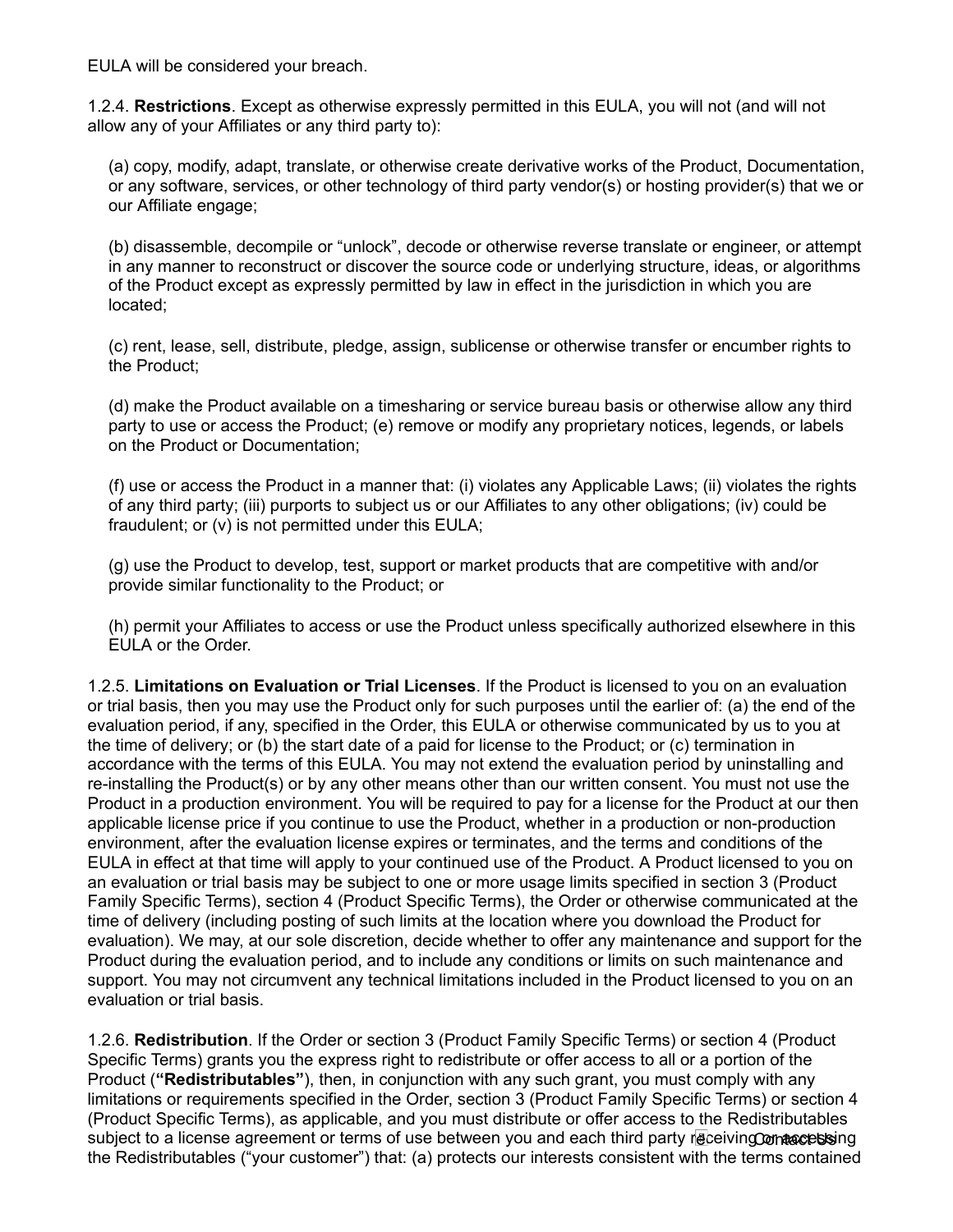EULA will be considered your breach.

1.2.4. **Restrictions**. Except as otherwise expressly permitted in this EULA, you will not (and will not allow any of your Affiliates or any third party to):

(a) copy, modify, adapt, translate, or otherwise create derivative works of the Product, Documentation, or any software, services, or other technology of third party vendor(s) or hosting provider(s) that we or our Affiliate engage;

(b) disassemble, decompile or "unlock", decode or otherwise reverse translate or engineer, or attempt in any manner to reconstruct or discover the source code or underlying structure, ideas, or algorithms of the Product except as expressly permitted by law in effect in the jurisdiction in which you are located;

(c) rent, lease, sell, distribute, pledge, assign, sublicense or otherwise transfer or encumber rights to the Product;

(d) make the Product available on a timesharing or service bureau basis or otherwise allow any third party to use or access the Product; (e) remove or modify any proprietary notices, legends, or labels on the Product or Documentation;

(f) use or access the Product in a manner that: (i) violates any Applicable Laws; (ii) violates the rights of any third party; (iii) purports to subject us or our Affiliates to any other obligations; (iv) could be fraudulent; or (v) is not permitted under this EULA;

(g) use the Product to develop, test, support or market products that are competitive with and/or provide similar functionality to the Product; or

(h) permit your Affiliates to access or use the Product unless specifically authorized elsewhere in this EULA or the Order.

1.2.5. **Limitations on Evaluation or Trial Licenses**. If the Product is licensed to you on an evaluation or trial basis, then you may use the Product only for such purposes until the earlier of: (a) the end of the evaluation period, if any, specified in the Order, this EULA or otherwise communicated by us to you at the time of delivery; or (b) the start date of a paid for license to the Product; or (c) termination in accordance with the terms of this EULA. You may not extend the evaluation period by uninstalling and re-installing the Product(s) or by any other means other than our written consent. You must not use the Product in a production environment. You will be required to pay for a license for the Product at our then applicable license price if you continue to use the Product, whether in a production or non-production environment, after the evaluation license expires or terminates, and the terms and conditions of the EULA in effect at that time will apply to your continued use of the Product. A Product licensed to you on an evaluation or trial basis may be subject to one or more usage limits specified in section 3 (Product Family Specific Terms), section 4 (Product Specific Terms), the Order or otherwise communicated at the time of delivery (including posting of such limits at the location where you download the Product for evaluation). We may, at our sole discretion, decide whether to offer any maintenance and support for the Product during the evaluation period, and to include any conditions or limits on such maintenance and support. You may not circumvent any technical limitations included in the Product licensed to you on an evaluation or trial basis.

1.2.6. **Redistribution**. If the Order or section 3 (Product Family Specific Terms) or section 4 (Product Specific Terms) grants you the express right to redistribute or offer access to all or a portion of the Product (**"Redistributables"**), then, in conjunction with any such grant, you must comply with any limitations or requirements specified in the Order, section 3 (Product Family Specific Terms) or section 4 (Product Specific Terms), as applicable, and you must distribute or offer access to the Redistributables subject to a license agreement or terms of use between you and each third party receiving or accessing the Redistributables ("your customer") that: (a) protects our interests consistent with the terms contained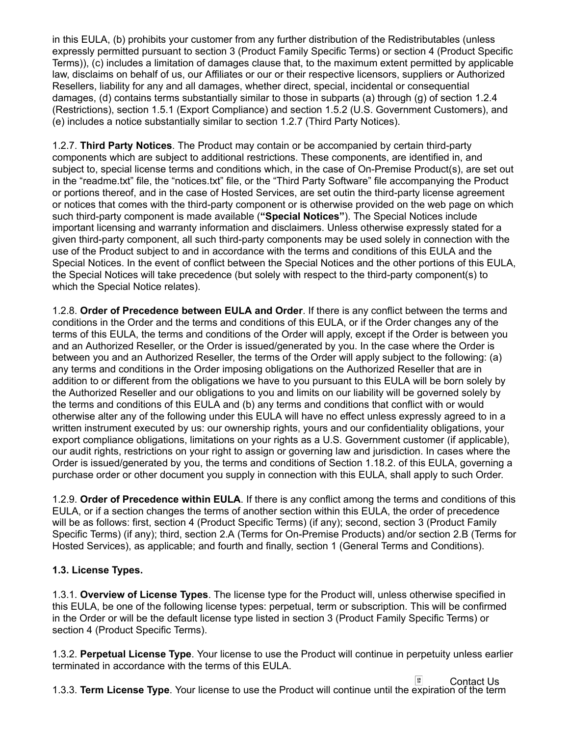in this EULA, (b) prohibits your customer from any further distribution of the Redistributables (unless expressly permitted pursuant to section 3 (Product Family Specific Terms) or section 4 (Product Specific Terms)), (c) includes a limitation of damages clause that, to the maximum extent permitted by applicable law, disclaims on behalf of us, our Affiliates or our or their respective licensors, suppliers or Authorized Resellers, liability for any and all damages, whether direct, special, incidental or consequential damages, (d) contains terms substantially similar to those in subparts (a) through (g) of section 1.2.4 (Restrictions), section 1.5.1 (Export Compliance) and section 1.5.2 (U.S. Government Customers), and (e) includes a notice substantially similar to section 1.2.7 (Third Party Notices).

1.2.7. **Third Party Notices**. The Product may contain or be accompanied by certain third-party components which are subject to additional restrictions. These components, are identified in, and subject to, special license terms and conditions which, in the case of On-Premise Product(s), are set out in the "readme.txt" file, the "notices.txt" file, or the "Third Party Software" file accompanying the Product or portions thereof, and in the case of Hosted Services, are set outin the third-party license agreement or notices that comes with the third-party component or is otherwise provided on the web page on which such third-party component is made available (**"Special Notices"**). The Special Notices include important licensing and warranty information and disclaimers. Unless otherwise expressly stated for a given third-party component, all such third-party components may be used solely in connection with the use of the Product subject to and in accordance with the terms and conditions of this EULA and the Special Notices. In the event of conflict between the Special Notices and the other portions of this EULA, the Special Notices will take precedence (but solely with respect to the third-party component(s) to which the Special Notice relates).

1.2.8. **Order of Precedence between EULA and Order**. If there is any conflict between the terms and conditions in the Order and the terms and conditions of this EULA, or if the Order changes any of the terms of this EULA, the terms and conditions of the Order will apply, except if the Order is between you and an Authorized Reseller, or the Order is issued/generated by you. In the case where the Order is between you and an Authorized Reseller, the terms of the Order will apply subject to the following: (a) any terms and conditions in the Order imposing obligations on the Authorized Reseller that are in addition to or different from the obligations we have to you pursuant to this EULA will be born solely by the Authorized Reseller and our obligations to you and limits on our liability will be governed solely by the terms and conditions of this EULA and (b) any terms and conditions that conflict with or would otherwise alter any of the following under this EULA will have no effect unless expressly agreed to in a written instrument executed by us: our ownership rights, yours and our confidentiality obligations, your export compliance obligations, limitations on your rights as a U.S. Government customer (if applicable), our audit rights, restrictions on your right to assign or governing law and jurisdiction. In cases where the Order is issued/generated by you, the terms and conditions of Section 1.18.2. of this EULA, governing a purchase order or other document you supply in connection with this EULA, shall apply to such Order.

1.2.9. **Order of Precedence within EULA**. If there is any conflict among the terms and conditions of this EULA, or if a section changes the terms of another section within this EULA, the order of precedence will be as follows: first, section 4 (Product Specific Terms) (if any); second, section 3 (Product Family Specific Terms) (if any); third, section 2.A (Terms for On-Premise Products) and/or section 2.B (Terms for Hosted Services), as applicable; and fourth and finally, section 1 (General Terms and Conditions).

### 1.3. License Types.

1.3.1. **Overview of License Types**. The license type for the Product will, unless otherwise specified in this EULA, be one of the following license types: perpetual, term or subscription. This will be confirmed in the Order or will be the default license type listed in section 3 (Product Family Specific Terms) or section 4 (Product Specific Terms).

1.3.2. **Perpetual License Type**. Your license to use the Product will continue in perpetuity unless earlier terminated in accordance with the terms of this EULA.

1.3.3. **Term License Type**. Your license to use the Product will continue until the expiration of the term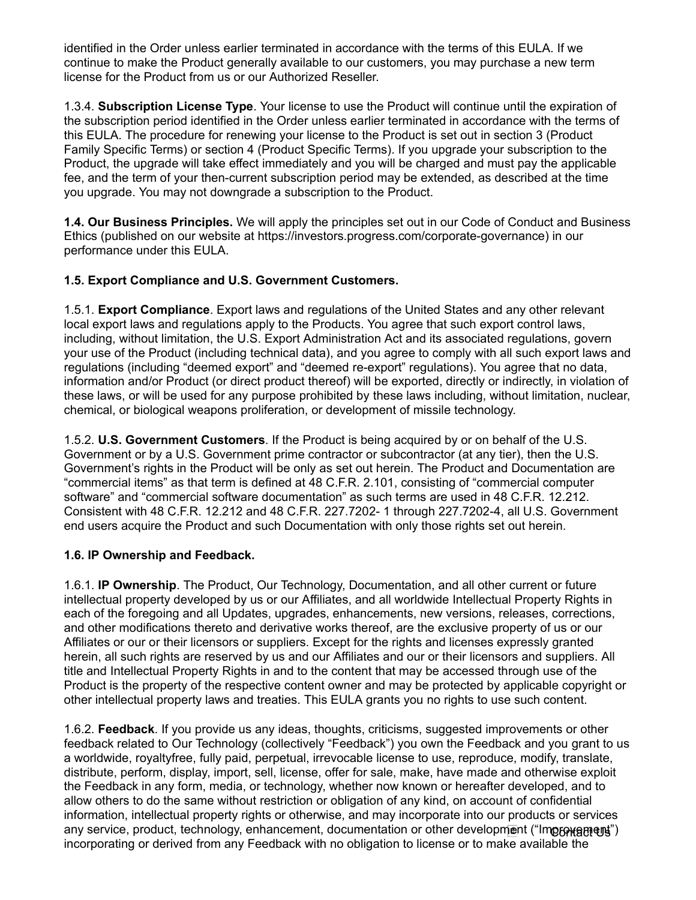identified in the Order unless earlier terminated in accordance with the terms of this EULA. If we continue to make the Product generally available to our customers, you may purchase a new term license for the Product from us or our Authorized Reseller.

1.3.4. **Subscription License Type**. Your license to use the Product will continue until the expiration of the subscription period identified in the Order unless earlier terminated in accordance with the terms of this EULA. The procedure for renewing your license to the Product is set out in section 3 (Product Family Specific Terms) or section 4 (Product Specific Terms). If you upgrade your subscription to the Product, the upgrade will take effect immediately and you will be charged and must pay the applicable fee, and the term of your then-current subscription period may be extended, as described at the time you upgrade. You may not downgrade a subscription to the Product.

**1.4. Our Business Principles.** We will apply the principles set out in our Code of Conduct and Business Ethics (published on our website at https://investors.progress.com/corporate-governance) in our performance under this EULA.

**1.5. Export Compliance and U.S. Government Customers.**

1.5.1. **Export Compliance**. Export laws and regulations of the United States and any other relevant local export laws and regulations apply to the Products. You agree that such export control laws, including, without limitation, the U.S. Export Administration Act and its associated regulations, govern your use of the Product (including technical data), and you agree to comply with all such export laws and regulations (including "deemed export" and "deemed re-export" regulations). You agree that no data, information and/or Product (or direct product thereof) will be exported, directly or indirectly, in violation of these laws, or will be used for any purpose prohibited by these laws including, without limitation, nuclear, chemical, or biological weapons proliferation, or development of missile technology.

1.5.2. **U.S. Government Customers**. If the Product is being acquired by or on behalf of the U.S. Government or by a U.S. Government prime contractor or subcontractor (at any tier), then the U.S. Government's rights in the Product will be only as set out herein. The Product and Documentation are "commercial items" as that term is defined at 48 C.F.R. 2.101, consisting of "commercial computer software" and "commercial software documentation" as such terms are used in 48 C.F.R. 12.212. Consistent with 48 C.F.R. 12.212 and 48 C.F.R. 227.7202- 1 through 227.7202-4, all U.S. Government end users acquire the Product and such Documentation with only those rights set out herein.

**1.6. IP Ownership and Feedback.**

1.6.1. **IP Ownership**. The Product, Our Technology, Documentation, and all other current or future intellectual property developed by us or our Affiliates, and all worldwide Intellectual Property Rights in each of the foregoing and all Updates, upgrades, enhancements, new versions, releases, corrections, and other modifications thereto and derivative works thereof, are the exclusive property of us or our Affiliates or our or their licensors or suppliers. Except for the rights and licenses expressly granted herein, all such rights are reserved by us and our Affiliates and our or their licensors and suppliers. All title and Intellectual Property Rights in and to the content that may be accessed through use of the Product is the property of the respective content owner and may be protected by applicable copyright or other intellectual property laws and treaties. This EULA grants you no rights to use such content.

1.6.2. **Feedback**. If you provide us any ideas, thoughts, criticisms, suggested improvements or other feedback related to Our Technology (collectively "Feedback") you own the Feedback and you grant to us a worldwide, royaltyfree, fully paid, perpetual, irrevocable license to use, reproduce, modify, translate, distribute, perform, display, import, sell, license, offer for sale, make, have made and otherwise exploit the Feedback in any form, media, or technology, whether now known or hereafter developed, and to allow others to do the same without restriction or obligation of any kind, on account of confidential information, intellectual property rights or otherwise, and may incorporate into our products or services any service, product, technology, enhancement, documentation or other development ("Improvement") incorporating or derived from any Feedback with no obligation to license or to make available the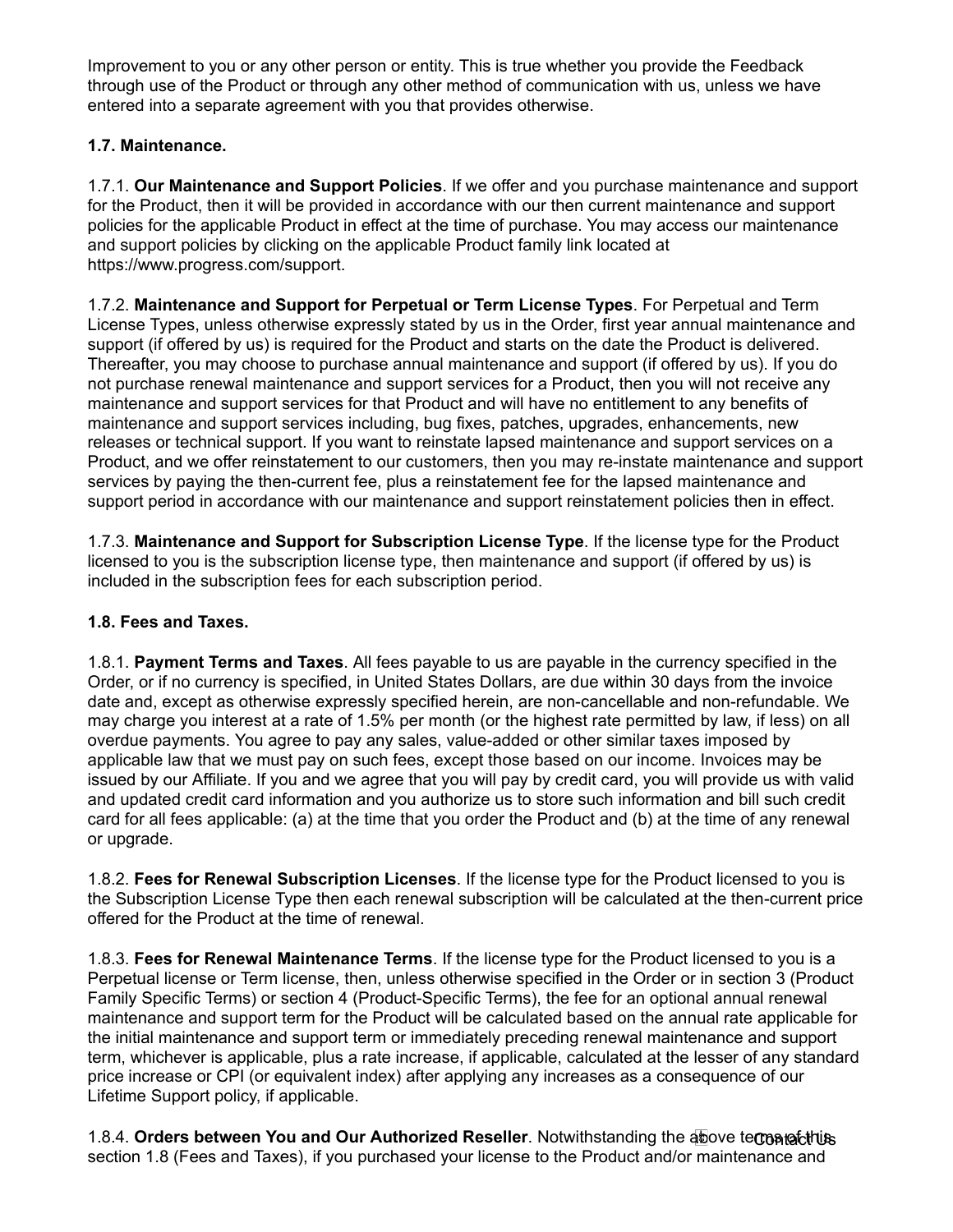Improvement to you or any other person or entity. This is true whether you provide the Feedback through use of the Product or through any other method of communication with us, unless we have entered into a separate agreement with you that provides otherwise.

**1.7. Maintenance.**

1.7.1. **Our Maintenance and Support Policies**. If we offer and you purchase maintenance and support for the Product, then it will be provided in accordance with our then current maintenance and support policies for the applicable Product in effect at the time of purchase. You may access our maintenance and support policies by clicking on the applicable Product family link located at https://www.progress.com/support.

1.7.2. **Maintenance and Support for Perpetual or Term License Types**. For Perpetual and Term License Types, unless otherwise expressly stated by us in the Order, first year annual maintenance and support (if offered by us) is required for the Product and starts on the date the Product is delivered. Thereafter, you may choose to purchase annual maintenance and support (if offered by us). If you do not purchase renewal maintenance and support services for a Product, then you will not receive any maintenance and support services for that Product and will have no entitlement to any benefits of maintenance and support services including, bug fixes, patches, upgrades, enhancements, new releases or technical support. If you want to reinstate lapsed maintenance and support services on a Product, and we offer reinstatement to our customers, then you may re-instate maintenance and support services by paying the then-current fee, plus a reinstatement fee for the lapsed maintenance and support period in accordance with our maintenance and support reinstatement policies then in effect.

1.7.3. **Maintenance and Support for Subscription License Type**. If the license type for the Product licensed to you is the subscription license type, then maintenance and support (if offered by us) is included in the subscription fees for each subscription period.

**1.8. Fees and Taxes.**

1.8.1. **Payment Terms and Taxes**. All fees payable to us are payable in the currency specified in the Order, or if no currency is specified, in United States Dollars, are due within 30 days from the invoice date and, except as otherwise expressly specified herein, are non-cancellable and non-refundable. We may charge you interest at a rate of 1.5% per month (or the highest rate permitted by law, if less) on all overdue payments. You agree to pay any sales, value-added or other similar taxes imposed by applicable law that we must pay on such fees, except those based on our income. Invoices may be issued by our Affiliate. If you and we agree that you will pay by credit card, you will provide us with valid and updated credit card information and you authorize us to store such information and bill such credit card for all fees applicable: (a) at the time that you order the Product and (b) at the time of any renewal or upgrade.

1.8.2. **Fees for Renewal Subscription Licenses**. If the license type for the Product licensed to you is the Subscription License Type then each renewal subscription will be calculated at the then-current price offered for the Product at the time of renewal.

1.8.3. **Fees for Renewal Maintenance Terms**. If the license type for the Product licensed to you is a Perpetual license or Term license, then, unless otherwise specified in the Order or in section 3 (Product Family Specific Terms) or section 4 (Product-Specific Terms), the fee for an optional annual renewal maintenance and support term for the Product will be calculated based on the annual rate applicable for the initial maintenance and support term or immediately preceding renewal maintenance and support term, whichever is applicable, plus a rate increase, if applicable, calculated at the lesser of any standard price increase or CPI (or equivalent index) after applying any increases as a consequence of our Lifetime Support policy, if applicable.

1.8.4. **Orders between You and Our Authorized Reseller**. Notwithstanding the above terms of this section 1.8 (Fees and Taxes), if you purchased your license to the Product and/or maintenance and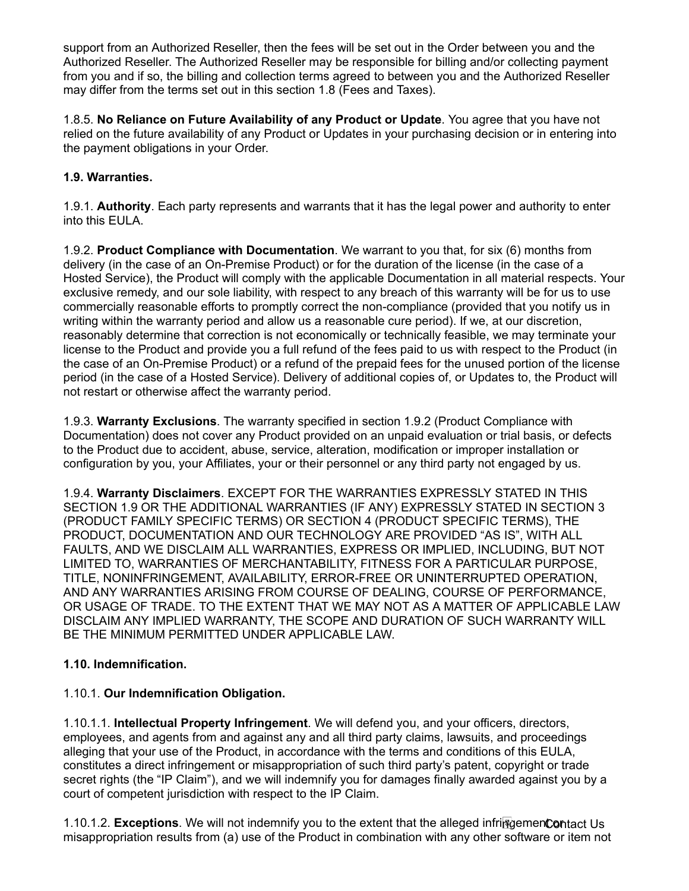support from an Authorized Reseller, then the fees will be set out in the Order between you and the Authorized Reseller. The Authorized Reseller may be responsible for billing and/or collecting payment from you and if so, the billing and collection terms agreed to between you and the Authorized Reseller may differ from the terms set out in this section 1.8 (Fees and Taxes).

1.8.5. **No Reliance on Future Availability of any Product or Update**. You agree that you have not relied on the future availability of any Product or Updates in your purchasing decision or in entering into the payment obligations in your Order.

**1.9. Warranties.**

1.9.1. **Authority**. Each party represents and warrants that it has the legal power and authority to enter into this EULA.

1.9.2. **Product Compliance with Documentation**. We warrant to you that, for six (6) months from delivery (in the case of an On-Premise Product) or for the duration of the license (in the case of a Hosted Service), the Product will comply with the applicable Documentation in all material respects. Your exclusive remedy, and our sole liability, with respect to any breach of this warranty will be for us to use commercially reasonable efforts to promptly correct the non-compliance (provided that you notify us in writing within the warranty period and allow us a reasonable cure period). If we, at our discretion, reasonably determine that correction is not economically or technically feasible, we may terminate your license to the Product and provide you a full refund of the fees paid to us with respect to the Product (in the case of an On-Premise Product) or a refund of the prepaid fees for the unused portion of the license period (in the case of a Hosted Service). Delivery of additional copies of, or Updates to, the Product will not restart or otherwise affect the warranty period.

1.9.3. **Warranty Exclusions**. The warranty specified in section 1.9.2 (Product Compliance with Documentation) does not cover any Product provided on an unpaid evaluation or trial basis, or defects to the Product due to accident, abuse, service, alteration, modification or improper installation or configuration by you, your Affiliates, your or their personnel or any third party not engaged by us.

1.9.4. **Warranty Disclaimers**. EXCEPT FOR THE WARRANTIES EXPRESSLY STATED IN THIS SECTION 1.9 OR THE ADDITIONAL WARRANTIES (IF ANY) EXPRESSLY STATED IN SECTION 3 (PRODUCT FAMILY SPECIFIC TERMS) OR SECTION 4 (PRODUCT SPECIFIC TERMS), THE PRODUCT, DOCUMENTATION AND OUR TECHNOLOGY ARE PROVIDED "AS IS", WITH ALL FAULTS, AND WE DISCLAIM ALL WARRANTIES, EXPRESS OR IMPLIED, INCLUDING, BUT NOT LIMITED TO, WARRANTIES OF MERCHANTABILITY, FITNESS FOR A PARTICULAR PURPOSE, TITLE, NONINFRINGEMENT, AVAILABILITY, ERROR-FREE OR UNINTERRUPTED OPERATION, AND ANY WARRANTIES ARISING FROM COURSE OF DEALING, COURSE OF PERFORMANCE, OR USAGE OF TRADE. TO THE EXTENT THAT WE MAY NOT AS A MATTER OF APPLICABLE LAW DISCLAIM ANY IMPLIED WARRANTY, THE SCOPE AND DURATION OF SUCH WARRANTY WILL BE THE MINIMUM PERMITTED UNDER APPLICABLE LAW.

**1.10. Indemnification.**

1.10.1. **Our Indemnification Obligation.**

1.10.1.1. **Intellectual Property Infringement**. We will defend you, and your officers, directors, employees, and agents from and against any and all third party claims, lawsuits, and proceedings alleging that your use of the Product, in accordance with the terms and conditions of this EULA, constitutes a direct infringement or misappropriation of such third party's patent, copyright or trade secret rights (the "IP Claim"), and we will indemnify you for damages finally awarded against you by a court of competent jurisdiction with respect to the IP Claim.

1.10.1.2. **Exceptions**. We will not indemnify you to the extent that the alleged infringement or misappropriation results from (a) use of the Product in combination with any other software or item not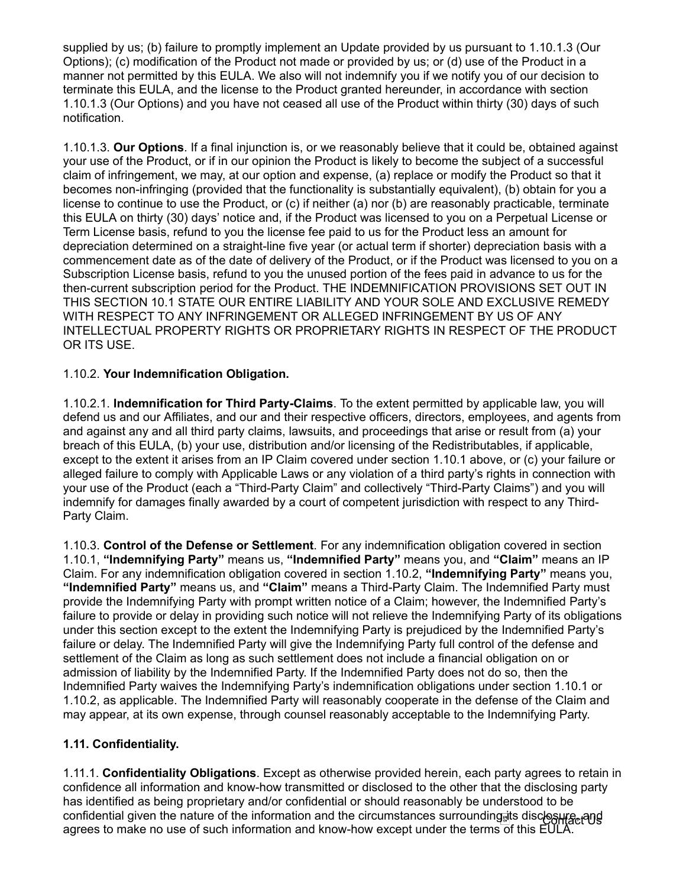supplied by us; (b) failure to promptly implement an Update provided by us pursuant to 1.10.1.3 (Our Options); (c) modification of the Product not made or provided by us; or (d) use of the Product in a manner not permitted by this EULA. We also will not indemnify you if we notify you of our decision to terminate this EULA, and the license to the Product granted hereunder, in accordance with section 1.10.1.3 (Our Options) and you have not ceased all use of the Product within thirty (30) days of such notification.

1.10.1.3. **Our Options**. If a final injunction is, or we reasonably believe that it could be, obtained against your use of the Product, or if in our opinion the Product is likely to become the subject of a successful claim of infringement, we may, at our option and expense, (a) replace or modify the Product so that it becomes non-infringing (provided that the functionality is substantially equivalent), (b) obtain for you a license to continue to use the Product, or (c) if neither (a) nor (b) are reasonably practicable, terminate this EULA on thirty (30) days' notice and, if the Product was licensed to you on a Perpetual License or Term License basis, refund to you the license fee paid to us for the Product less an amount for depreciation determined on a straight-line five year (or actual term if shorter) depreciation basis with a commencement date as of the date of delivery of the Product, or if the Product was licensed to you on a Subscription License basis, refund to you the unused portion of the fees paid in advance to us for the then-current subscription period for the Product. THE INDEMNIFICATION PROVISIONS SET OUT IN THIS SECTION 10.1 STATE OUR ENTIRE LIABILITY AND YOUR SOLE AND EXCLUSIVE REMEDY WITH RESPECT TO ANY INFRINGEMENT OR ALLEGED INFRINGEMENT BY US OF ANY INTELLECTUAL PROPERTY RIGHTS OR PROPRIETARY RIGHTS IN RESPECT OF THE PRODUCT OR ITS USE.

1.10.2. **Your Indemnification Obligation.**

1.10.2.1. **Indemnification for Third Party-Claims**. To the extent permitted by applicable law, you will defend us and our Affiliates, and our and their respective officers, directors, employees, and agents from and against any and all third party claims, lawsuits, and proceedings that arise or result from (a) your breach of this EULA, (b) your use, distribution and/or licensing of the Redistributables, if applicable, except to the extent it arises from an IP Claim covered under section 1.10.1 above, or (c) your failure or alleged failure to comply with Applicable Laws or any violation of a third party's rights in connection with your use of the Product (each a "Third-Party Claim" and collectively "Third-Party Claims") and you will indemnify for damages finally awarded by a court of competent jurisdiction with respect to any Third-Party Claim.

1.10.3. **Control of the Defense or Settlement**. For any indemnification obligation covered in section 1.10.1, **"Indemnifying Party"** means us, **"Indemnified Party"** means you, and **"Claim"** means an IP Claim. For any indemnification obligation covered in section 1.10.2, **"Indemnifying Party"** means you, **"Indemnified Party"** means us, and **"Claim"** means a Third-Party Claim. The Indemnified Party must provide the Indemnifying Party with prompt written notice of a Claim; however, the Indemnified Party's failure to provide or delay in providing such notice will not relieve the Indemnifying Party of its obligations under this section except to the extent the Indemnifying Party is prejudiced by the Indemnified Party's failure or delay. The Indemnified Party will give the Indemnifying Party full control of the defense and settlement of the Claim as long as such settlement does not include a financial obligation on or admission of liability by the Indemnified Party. If the Indemnified Party does not do so, then the Indemnified Party waives the Indemnifying Party's indemnification obligations under section 1.10.1 or 1.10.2, as applicable. The Indemnified Party will reasonably cooperate in the defense of the Claim and may appear, at its own expense, through counsel reasonably acceptable to the Indemnifying Party.

**1.11. Confidentiality.**

1.11.1. **Confidentiality Obligations**. Except as otherwise provided herein, each party agrees to retain in confidence all information and know-how transmitted or disclosed to the other that the disclosing party has identified as being proprietary and/or confidential or should reasonably be understood to be confidential given the nature of the information and the circumstances surrounding its disclosure, and agrees to make no use of such information and know-how except under the terms of this EULA.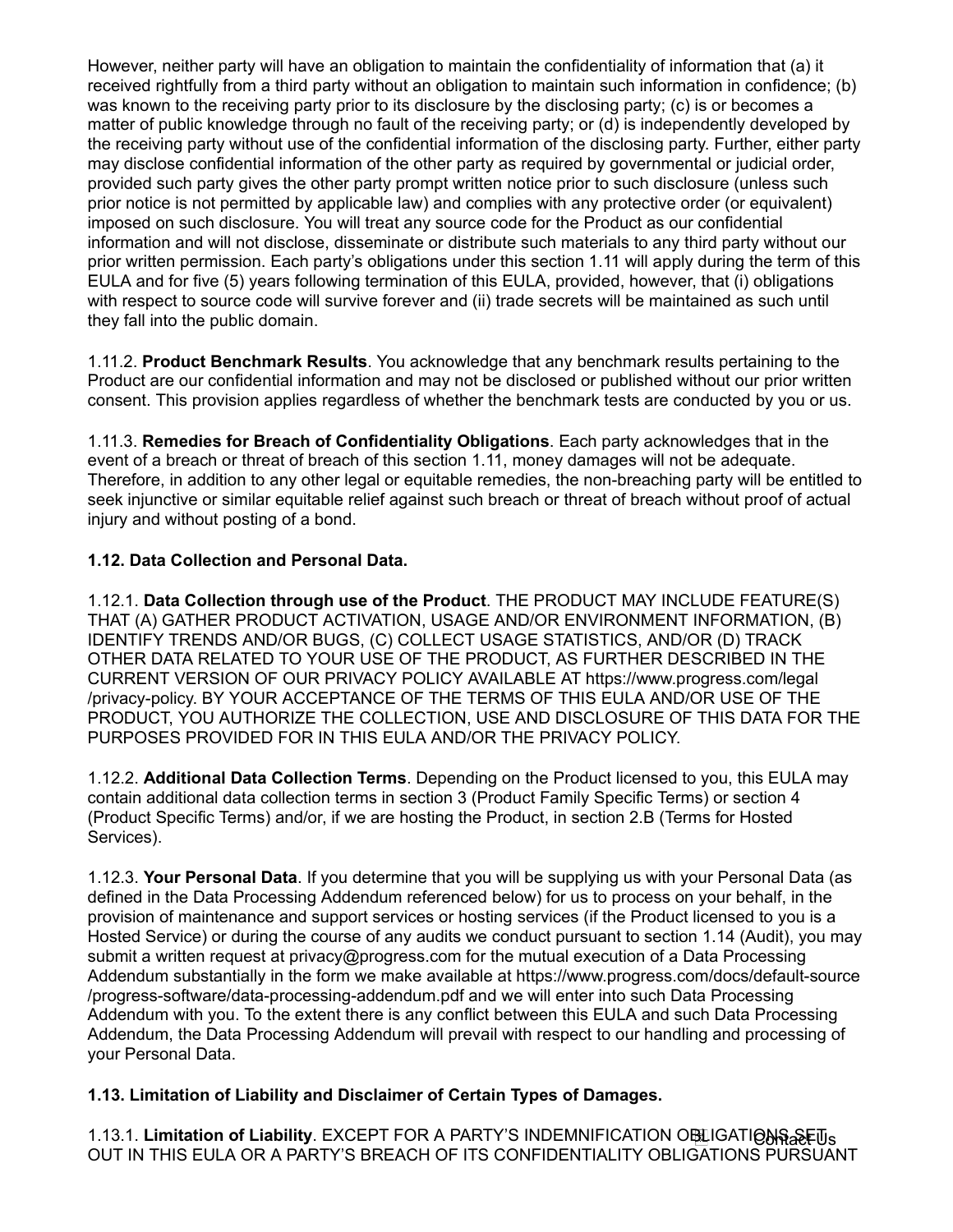However, neither party will have an obligation to maintain the confidentiality of information that (a) it received rightfully from a third party without an obligation to maintain such information in confidence; (b) was known to the receiving party prior to its disclosure by the disclosing party; (c) is or becomes a matter of public knowledge through no fault of the receiving party; or (d) is independently developed by the receiving party without use of the confidential information of the disclosing party. Further, either party may disclose confidential information of the other party as required by governmental or judicial order, provided such party gives the other party prompt written notice prior to such disclosure (unless such prior notice is not permitted by applicable law) and complies with any protective order (or equivalent) imposed on such disclosure. You will treat any source code for the Product as our confidential information and will not disclose, disseminate or distribute such materials to any third party without our prior written permission. Each party's obligations under this section 1.11 will apply during the term of this EULA and for five (5) years following termination of this EULA, provided, however, that (i) obligations with respect to source code will survive forever and (ii) trade secrets will be maintained as such until they fall into the public domain.

1.11.2. **Product Benchmark Results**. You acknowledge that any benchmark results pertaining to the Product are our confidential information and may not be disclosed or published without our prior written consent. This provision applies regardless of whether the benchmark tests are conducted by you or us.

1.11.3. **Remedies for Breach of Confidentiality Obligations**. Each party acknowledges that in the event of a breach or threat of breach of this section 1.11, money damages will not be adequate. Therefore, in addition to any other legal or equitable remedies, the non-breaching party will be entitled to seek injunctive or similar equitable relief against such breach or threat of breach without proof of actual injury and without posting of a bond.

**1.12. Data Collection and Personal Data.**

1.12.1. **Data Collection through use of the Product**. THE PRODUCT MAY INCLUDE FEATURE(S) THAT (A) GATHER PRODUCT ACTIVATION, USAGE AND/OR ENVIRONMENT INFORMATION, (B) IDENTIFY TRENDS AND/OR BUGS, (C) COLLECT USAGE STATISTICS, AND/OR (D) TRACK OTHER DATA RELATED TO YOUR USE OF THE PRODUCT, AS FURTHER DESCRIBED IN THE CURRENT VERSION OF OUR PRIVACY POLICY AVAILABLE AT https://www.progress.com/legal/privacy-policy. BY YOUR ACCEPTANCE OF THE TERMS OF THIS EULA AND/OR USE OF THE PRODUCT, YOU AUTHORIZE THE COLLECTION, USE AND DISCLOSURE OF THIS DATA FOR THE PURPOSES PROVIDED FOR IN THIS EULA AND/OR THE PRIVACY POLICY.

1.12.2. **Additional Data Collection Terms**. Depending on the Product licensed to you, this EULA may contain additional data collection terms in section 3 (Product Family Specific Terms) or section 4 (Product Specific Terms) and/or, if we are hosting the Product, in section 2.B (Terms for Hosted Services).

1.12.3. **Your Personal Data**. If you determine that you will be supplying us with your Personal Data (as defined in the Data Processing Addendum referenced below) for us to process on your behalf, in the provision of maintenance and support services or hosting services (if the Product licensed to you is a Hosted Service) or during the course of any audits we conduct pursuant to section 1.14 (Audit), you may submit a written request at privacy@progress.com for the mutual execution of a Data Processing Addendum substantially in the form we make available at https://www.progress.com/docs/default-source/progress-software/data-processing-addendum.pdf and we will enter into such Data Processing Addendum with you. To the extent there is any conflict between this EULA and such Data Processing Addendum, the Data Processing Addendum will prevail with respect to our handling and processing of your Personal Data.

**1.13. Limitation of Liability and Disclaimer of Certain Types of Damages.**

1.13.1. **Limitation of Liability**. EXCEPT FOR A PARTY'S INDEMNIFICATION OBLIGATIONS SET OUT IN THIS EULA OR A PARTY'S BREACH OF ITS CONFIDENTIALITY OBLIGATIONS PURSUANT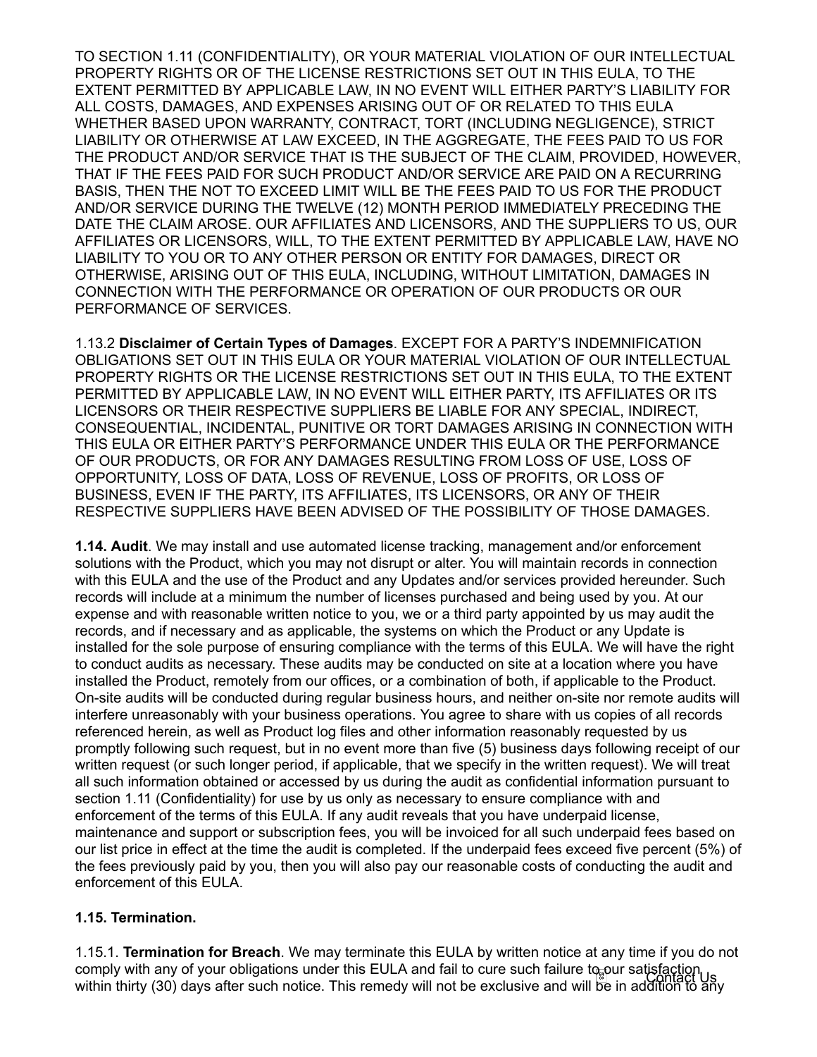TO SECTION 1.11 (CONFIDENTIALITY), OR YOUR MATERIAL VIOLATION OF OUR INTELLECTUAL PROPERTY RIGHTS OR OF THE LICENSE RESTRICTIONS SET OUT IN THIS EULA, TO THE EXTENT PERMITTED BY APPLICABLE LAW, IN NO EVENT WILL EITHER PARTY'S LIABILITY FOR ALL COSTS, DAMAGES, AND EXPENSES ARISING OUT OF OR RELATED TO THIS EULA WHETHER BASED UPON WARRANTY, CONTRACT, TORT (INCLUDING NEGLIGENCE), STRICT LIABILITY OR OTHERWISE AT LAW EXCEED, IN THE AGGREGATE, THE FEES PAID TO US FOR THE PRODUCT AND/OR SERVICE THAT IS THE SUBJECT OF THE CLAIM, PROVIDED, HOWEVER, THAT IF THE FEES PAID FOR SUCH PRODUCT AND/OR SERVICE ARE PAID ON A RECURRING BASIS, THEN THE NOT TO EXCEED LIMIT WILL BE THE FEES PAID TO US FOR THE PRODUCT AND/OR SERVICE DURING THE TWELVE (12) MONTH PERIOD IMMEDIATELY PRECEDING THE DATE THE CLAIM AROSE. OUR AFFILIATES AND LICENSORS, AND THE SUPPLIERS TO US, OUR AFFILIATES OR LICENSORS, WILL, TO THE EXTENT PERMITTED BY APPLICABLE LAW, HAVE NO LIABILITY TO YOU OR TO ANY OTHER PERSON OR ENTITY FOR DAMAGES, DIRECT OR OTHERWISE, ARISING OUT OF THIS EULA, INCLUDING, WITHOUT LIMITATION, DAMAGES IN CONNECTION WITH THE PERFORMANCE OR OPERATION OF OUR PRODUCTS OR OUR PERFORMANCE OF SERVICES.

1.13.2 **Disclaimer of Certain Types of Damages**. EXCEPT FOR A PARTY'S INDEMNIFICATION OBLIGATIONS SET OUT IN THIS EULA OR YOUR MATERIAL VIOLATION OF OUR INTELLECTUAL PROPERTY RIGHTS OR THE LICENSE RESTRICTIONS SET OUT IN THIS EULA, TO THE EXTENT PERMITTED BY APPLICABLE LAW, IN NO EVENT WILL EITHER PARTY, ITS AFFILIATES OR ITS LICENSORS OR THEIR RESPECTIVE SUPPLIERS BE LIABLE FOR ANY SPECIAL, INDIRECT, CONSEQUENTIAL, INCIDENTAL, PUNITIVE OR TORT DAMAGES ARISING IN CONNECTION WITH THIS EULA OR EITHER PARTY'S PERFORMANCE UNDER THIS EULA OR THE PERFORMANCE OF OUR PRODUCTS, OR FOR ANY DAMAGES RESULTING FROM LOSS OF USE, LOSS OF OPPORTUNITY, LOSS OF DATA, LOSS OF REVENUE, LOSS OF PROFITS, OR LOSS OF BUSINESS, EVEN IF THE PARTY, ITS AFFILIATES, ITS LICENSORS, OR ANY OF THEIR RESPECTIVE SUPPLIERS HAVE BEEN ADVISED OF THE POSSIBILITY OF THOSE DAMAGES.

**1.14. Audit**. We may install and use automated license tracking, management and/or enforcement solutions with the Product, which you may not disrupt or alter. You will maintain records in connection with this EULA and the use of the Product and any Updates and/or services provided hereunder. Such records will include at a minimum the number of licenses purchased and being used by you. At our expense and with reasonable written notice to you, we or a third party appointed by us may audit the records, and if necessary and as applicable, the systems on which the Product or any Update is installed for the sole purpose of ensuring compliance with the terms of this EULA. We will have the right to conduct audits as necessary. These audits may be conducted on site at a location where you have installed the Product, remotely from our offices, or a combination of both, if applicable to the Product. On-site audits will be conducted during regular business hours, and neither on-site nor remote audits will interfere unreasonably with your business operations. You agree to share with us copies of all records referenced herein, as well as Product log files and other information reasonably requested by us promptly following such request, but in no event more than five (5) business days following receipt of our written request (or such longer period, if applicable, that we specify in the written request). We will treat all such information obtained or accessed by us during the audit as confidential information pursuant to section 1.11 (Confidentiality) for use by us only as necessary to ensure compliance with and enforcement of the terms of this EULA. If any audit reveals that you have underpaid license, maintenance and support or subscription fees, you will be invoiced for all such underpaid fees based on our list price in effect at the time the audit is completed. If the underpaid fees exceed five percent (5%) of the fees previously paid by you, then you will also pay our reasonable costs of conducting the audit and enforcement of this EULA.

**1.15. Termination.**

1.15.1. **Termination for Breach**. We may terminate this EULA by written notice at any time if you do not comply with any of your obligations under this EULA and fail to cure such failure to our satisfaction within thirty (30) days after such notice. This remedy will not be exclusive and will be in addition to any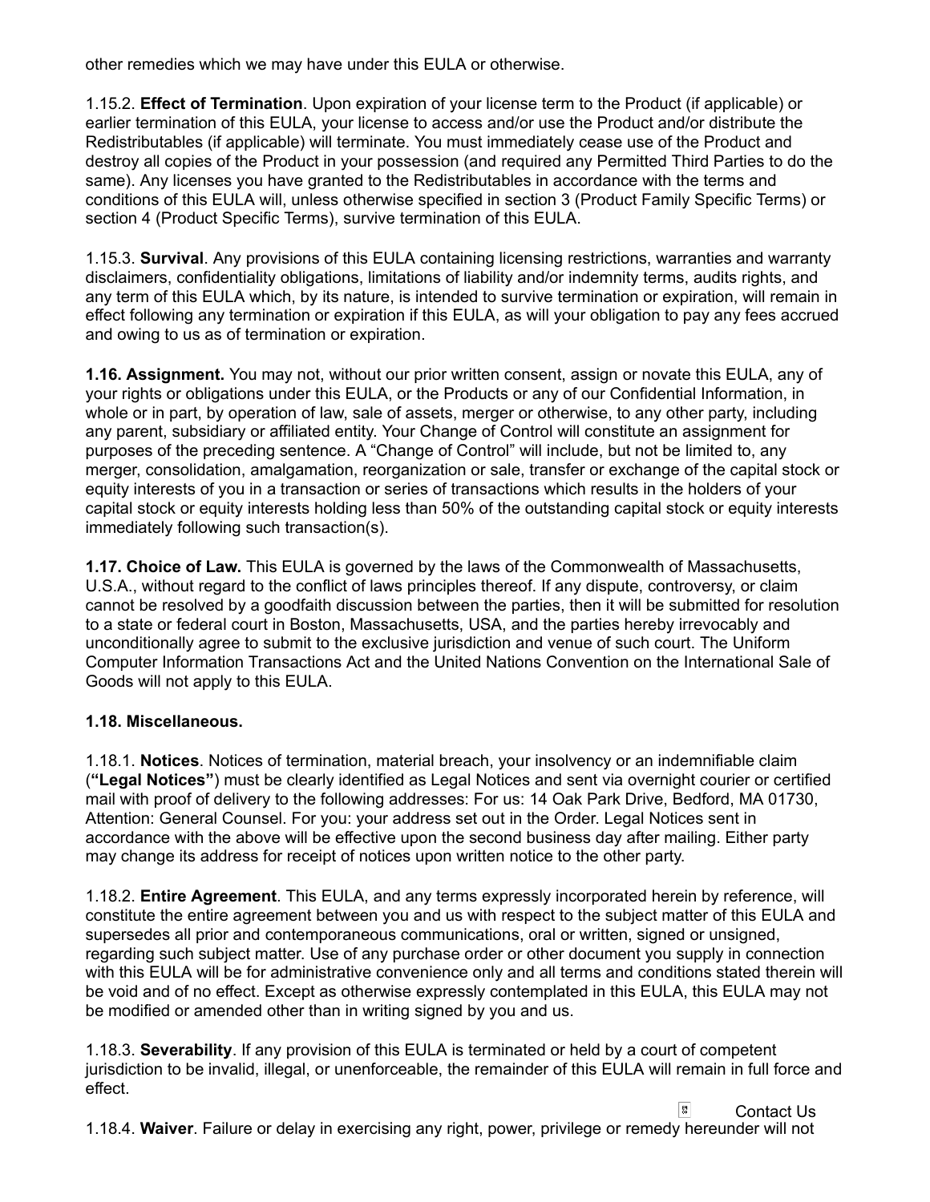other remedies which we may have under this EULA or otherwise.

1.15.2. **Effect of Termination**. Upon expiration of your license term to the Product (if applicable) or earlier termination of this EULA, your license to access and/or use the Product and/or distribute the Redistributables (if applicable) will terminate. You must immediately cease use of the Product and destroy all copies of the Product in your possession (and required any Permitted Third Parties to do the same). Any licenses you have granted to the Redistributables in accordance with the terms and conditions of this EULA will, unless otherwise specified in section 3 (Product Family Specific Terms) or section 4 (Product Specific Terms), survive termination of this EULA.

1.15.3. **Survival**. Any provisions of this EULA containing licensing restrictions, warranties and warranty disclaimers, confidentiality obligations, limitations of liability and/or indemnity terms, audits rights, and any term of this EULA which, by its nature, is intended to survive termination or expiration, will remain in effect following any termination or expiration if this EULA, as will your obligation to pay any fees accrued and owing to us as of termination or expiration.

**1.16. Assignment.** You may not, without our prior written consent, assign or novate this EULA, any of your rights or obligations under this EULA, or the Products or any of our Confidential Information, in whole or in part, by operation of law, sale of assets, merger or otherwise, to any other party, including any parent, subsidiary or affiliated entity. Your Change of Control will constitute an assignment for purposes of the preceding sentence. A "Change of Control" will include, but not be limited to, any merger, consolidation, amalgamation, reorganization or sale, transfer or exchange of the capital stock or equity interests of you in a transaction or series of transactions which results in the holders of your capital stock or equity interests holding less than 50% of the outstanding capital stock or equity interests immediately following such transaction(s).

**1.17. Choice of Law.** This EULA is governed by the laws of the Commonwealth of Massachusetts, U.S.A., without regard to the conflict of laws principles thereof. If any dispute, controversy, or claim cannot be resolved by a goodfaith discussion between the parties, then it will be submitted for resolution to a state or federal court in Boston, Massachusetts, USA, and the parties hereby irrevocably and unconditionally agree to submit to the exclusive jurisdiction and venue of such court. The Uniform Computer Information Transactions Act and the United Nations Convention on the International Sale of Goods will not apply to this EULA.

**1.18. Miscellaneous.**

1.18.1. **Notices**. Notices of termination, material breach, your insolvency or an indemnifiable claim (**"Legal Notices"**) must be clearly identified as Legal Notices and sent via overnight courier or certified mail with proof of delivery to the following addresses: For us: 14 Oak Park Drive, Bedford, MA 01730, Attention: General Counsel. For you: your address set out in the Order. Legal Notices sent in accordance with the above will be effective upon the second business day after mailing. Either party may change its address for receipt of notices upon written notice to the other party.

1.18.2. **Entire Agreement**. This EULA, and any terms expressly incorporated herein by reference, will constitute the entire agreement between you and us with respect to the subject matter of this EULA and supersedes all prior and contemporaneous communications, oral or written, signed or unsigned, regarding such subject matter. Use of any purchase order or other document you supply in connection with this EULA will be for administrative convenience only and all terms and conditions stated therein will be void and of no effect. Except as otherwise expressly contemplated in this EULA, this EULA may not be modified or amended other than in writing signed by you and us.

1.18.3. **Severability**. If any provision of this EULA is terminated or held by a court of competent jurisdiction to be invalid, illegal, or unenforceable, the remainder of this EULA will remain in full force and effect.

1.18.4. **Waiver**. Failure or delay in exercising any right, power, privilege or remedy hereunder will not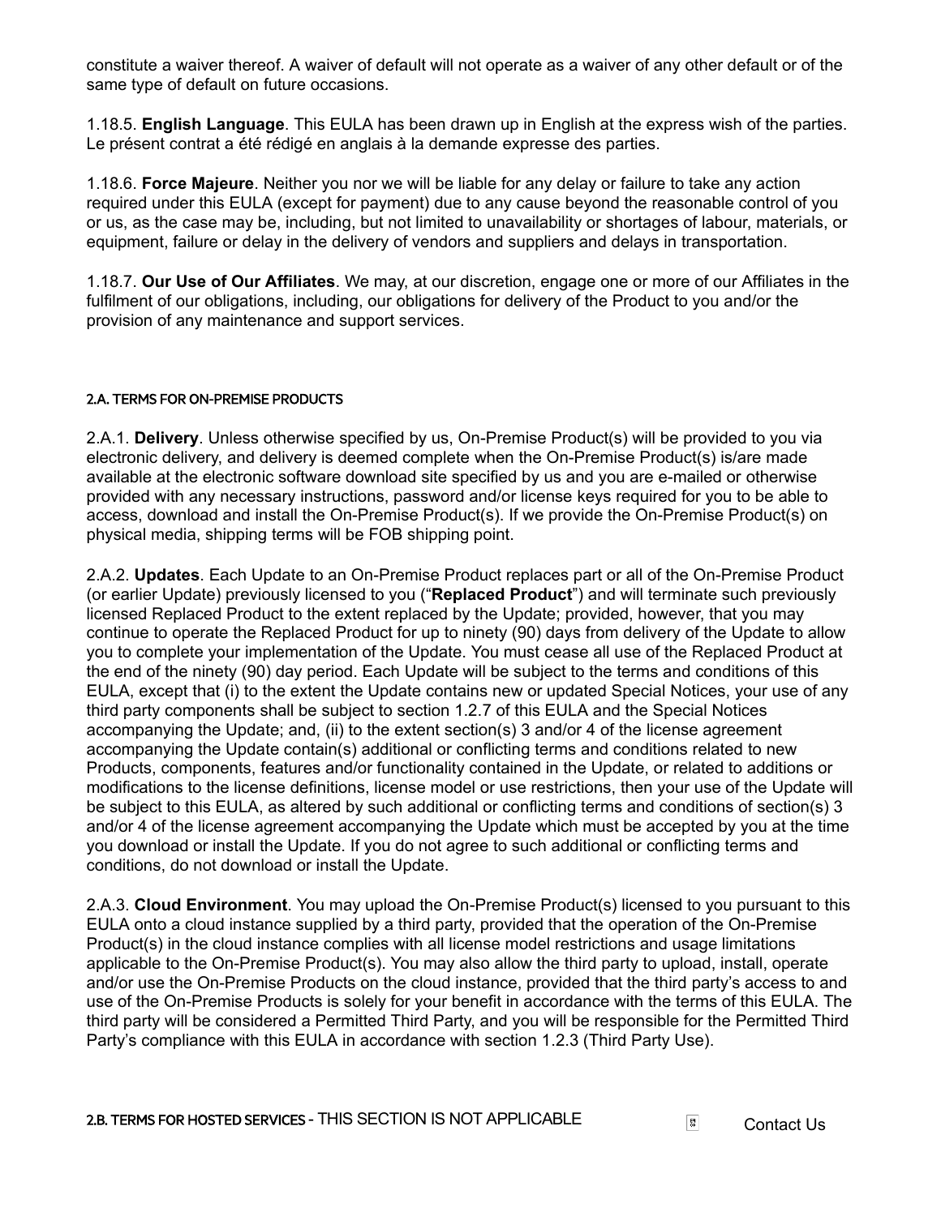constitute a waiver thereof. A waiver of default will not operate as a waiver of any other default or of the same type of default on future occasions.

1.18.5. **English Language**. This EULA has been drawn up in English at the express wish of the parties. Le présent contrat a été rédigé en anglais à la demande expresse des parties.

1.18.6. **Force Majeure**. Neither you nor we will be liable for any delay or failure to take any action required under this EULA (except for payment) due to any cause beyond the reasonable control of you or us, as the case may be, including, but not limited to unavailability or shortages of labour, materials, or equipment, failure or delay in the delivery of vendors and suppliers and delays in transportation.

1.18.7. **Our Use of Our Affiliates**. We may, at our discretion, engage one or more of our Affiliates in the fulfilment of our obligations, including, our obligations for delivery of the Product to you and/or the provision of any maintenance and support services.

#### 2.A. TERMS FOR ON-PREMISE PRODUCTS

2.A.1. **Delivery**. Unless otherwise specified by us, On-Premise Product(s) will be provided to you via electronic delivery, and delivery is deemed complete when the On-Premise Product(s) is/are made available at the electronic software download site specified by us and you are e-mailed or otherwise provided with any necessary instructions, password and/or license keys required for you to be able to access, download and install the On-Premise Product(s). If we provide the On-Premise Product(s) on physical media, shipping terms will be FOB shipping point.

2.A.2. **Updates**. Each Update to an On-Premise Product replaces part or all of the On-Premise Product (or earlier Update) previously licensed to you ("**Replaced Product**") and will terminate such previously licensed Replaced Product to the extent replaced by the Update; provided, however, that you may continue to operate the Replaced Product for up to ninety (90) days from delivery of the Update to allow you to complete your implementation of the Update. You must cease all use of the Replaced Product at the end of the ninety (90) day period. Each Update will be subject to the terms and conditions of this EULA, except that (i) to the extent the Update contains new or updated Special Notices, your use of any third party components shall be subject to section 1.2.7 of this EULA and the Special Notices accompanying the Update; and, (ii) to the extent section(s) 3 and/or 4 of the license agreement accompanying the Update contain(s) additional or conflicting terms and conditions related to new Products, components, features and/or functionality contained in the Update, or related to additions or modifications to the license definitions, license model or use restrictions, then your use of the Update will be subject to this EULA, as altered by such additional or conflicting terms and conditions of section(s) 3 and/or 4 of the license agreement accompanying the Update which must be accepted by you at the time you download or install the Update. If you do not agree to such additional or conflicting terms and conditions, do not download or install the Update.

2.A.3. **Cloud Environment**. You may upload the On-Premise Product(s) licensed to you pursuant to this EULA onto a cloud instance supplied by a third party, provided that the operation of the On-Premise Product(s) in the cloud instance complies with all license model restrictions and usage limitations applicable to the On-Premise Product(s). You may also allow the third party to upload, install, operate and/or use the On-Premise Products on the cloud instance, provided that the third party's access to and use of the On-Premise Products is solely for your benefit in accordance with the terms of this EULA. The third party will be considered a Permitted Third Party, and you will be responsible for the Permitted Third Party's compliance with this EULA in accordance with section 1.2.3 (Third Party Use).

#### 2.B. TERMS FOR HOSTED SERVICES - THIS SECTION IS NOT APPLICABLE

Contact Us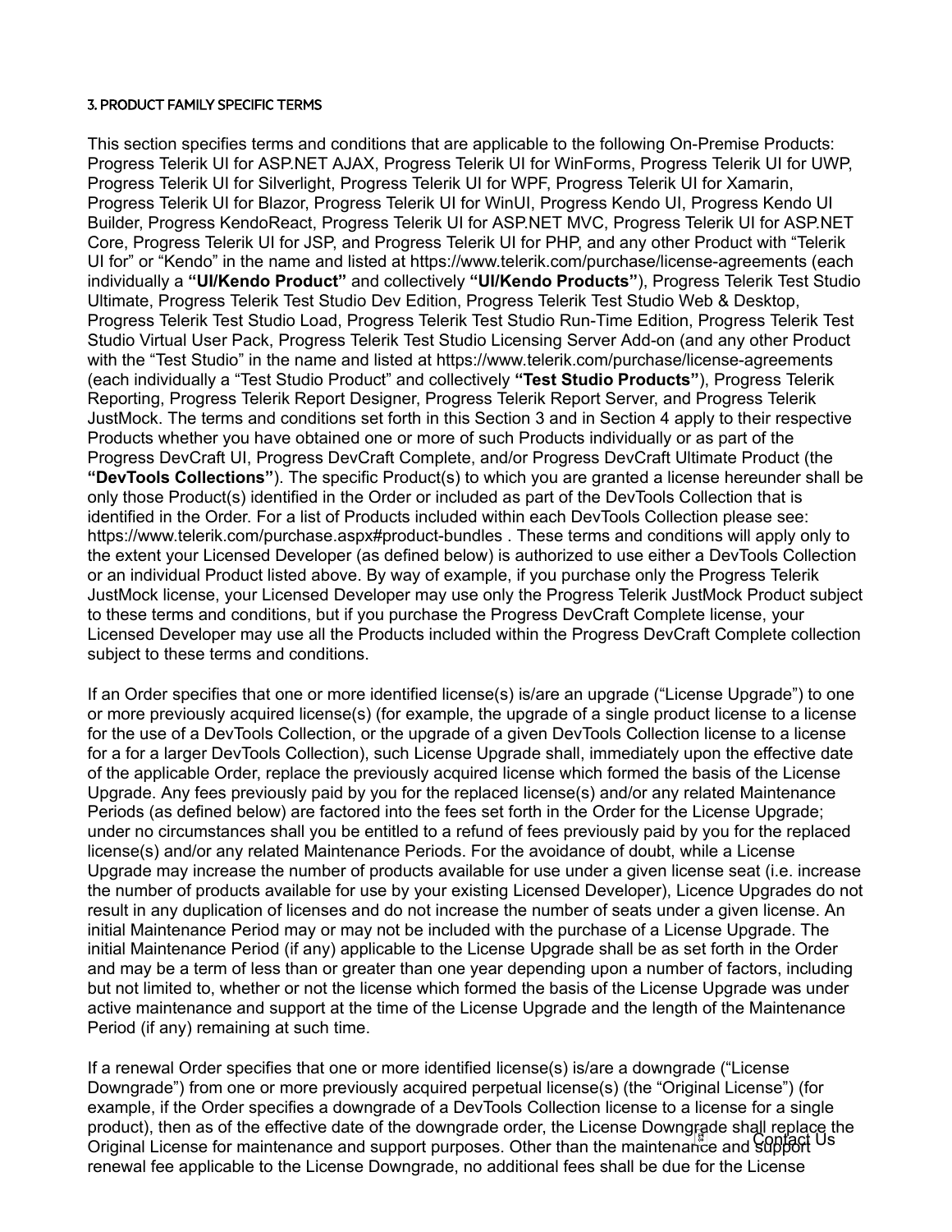### 3. PRODUCT FAMILY SPECIFIC TERMS

This section specifies terms and conditions that are applicable to the following On-Premise Products: Progress Telerik UI for ASP.NET AJAX, Progress Telerik UI for WinForms, Progress Telerik UI for UWP, Progress Telerik UI for Silverlight, Progress Telerik UI for WPF, Progress Telerik UI for Xamarin, Progress Telerik UI for Blazor, Progress Telerik UI for WinUI, Progress Kendo UI, Progress Kendo UI Builder, Progress KendoReact, Progress Telerik UI for ASP.NET MVC, Progress Telerik UI for ASP.NET Core, Progress Telerik UI for JSP, and Progress Telerik UI for PHP, and any other Product with "Telerik UI for" or "Kendo" in the name and listed at https://www.telerik.com/purchase/license-agreements (each individually a **"UI/Kendo Product"** and collectively **"UI/Kendo Products"**), Progress Telerik Test Studio Ultimate, Progress Telerik Test Studio Dev Edition, Progress Telerik Test Studio Web & Desktop, Progress Telerik Test Studio Load, Progress Telerik Test Studio Run-Time Edition, Progress Telerik Test Studio Virtual User Pack, Progress Telerik Test Studio Licensing Server Add-on (and any other Product with the "Test Studio" in the name and listed at https://www.telerik.com/purchase/license-agreements (each individually a "Test Studio Product" and collectively **"Test Studio Products"**), Progress Telerik Reporting, Progress Telerik Report Designer, Progress Telerik Report Server, and Progress Telerik JustMock. The terms and conditions set forth in this Section 3 and in Section 4 apply to their respective Products whether you have obtained one or more of such Products individually or as part of the Progress DevCraft UI, Progress DevCraft Complete, and/or Progress DevCraft Ultimate Product (the **"DevTools Collections"**). The specific Product(s) to which you are granted a license hereunder shall be only those Product(s) identified in the Order or included as part of the DevTools Collection that is identified in the Order. For a list of Products included within each DevTools Collection please see: https://www.telerik.com/purchase.aspx#product-bundles . These terms and conditions will apply only to the extent your Licensed Developer (as defined below) is authorized to use either a DevTools Collection or an individual Product listed above. By way of example, if you purchase only the Progress Telerik JustMock license, your Licensed Developer may use only the Progress Telerik JustMock Product subject to these terms and conditions, but if you purchase the Progress DevCraft Complete license, your Licensed Developer may use all the Products included within the Progress DevCraft Complete collection subject to these terms and conditions.

If an Order specifies that one or more identified license(s) is/are an upgrade ("License Upgrade") to one or more previously acquired license(s) (for example, the upgrade of a single product license to a license for the use of a DevTools Collection, or the upgrade of a given DevTools Collection license to a license for a for a larger DevTools Collection), such License Upgrade shall, immediately upon the effective date of the applicable Order, replace the previously acquired license which formed the basis of the License Upgrade. Any fees previously paid by you for the replaced license(s) and/or any related Maintenance Periods (as defined below) are factored into the fees set forth in the Order for the License Upgrade; under no circumstances shall you be entitled to a refund of fees previously paid by you for the replaced license(s) and/or any related Maintenance Periods. For the avoidance of doubt, while a License Upgrade may increase the number of products available for use under a given license seat (i.e. increase the number of products available for use by your existing Licensed Developer), Licence Upgrades do not result in any duplication of licenses and do not increase the number of seats under a given license. An initial Maintenance Period may or may not be included with the purchase of a License Upgrade. The initial Maintenance Period (if any) applicable to the License Upgrade shall be as set forth in the Order and may be a term of less than or greater than one year depending upon a number of factors, including but not limited to, whether or not the license which formed the basis of the License Upgrade was under active maintenance and support at the time of the License Upgrade and the length of the Maintenance Period (if any) remaining at such time.

If a renewal Order specifies that one or more identified license(s) is/are a downgrade ("License Downgrade") from one or more previously acquired perpetual license(s) (the "Original License") (for example, if the Order specifies a downgrade of a DevTools Collection license to a license for a single product), then as of the effective date of the downgrade order, the License Downgrade shall replace the Original License for maintenance and support purposes. Other than the maintenance and support renewal fee applicable to the License Downgrade, no additional fees shall be due for the License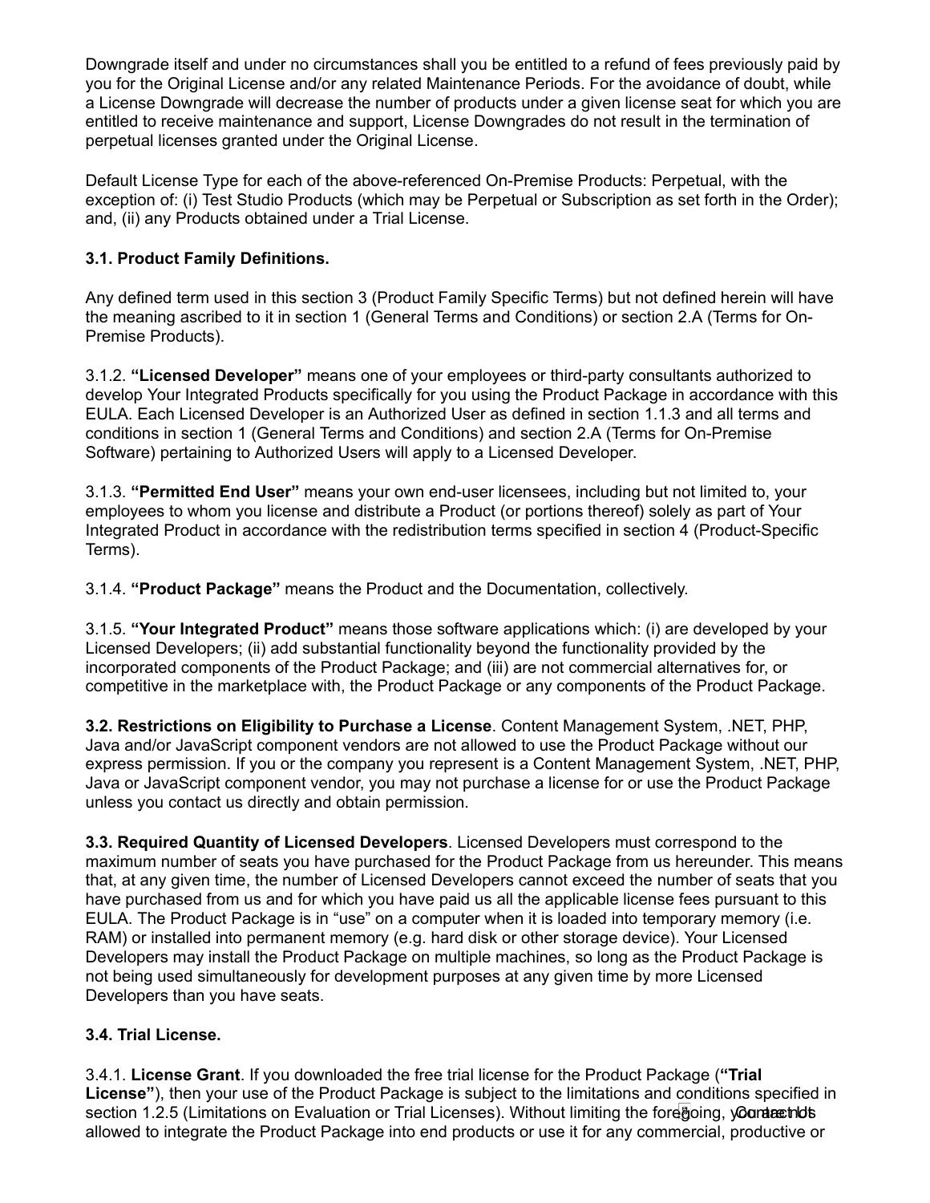Downgrade itself and under no circumstances shall you be entitled to a refund of fees previously paid by you for the Original License and/or any related Maintenance Periods. For the avoidance of doubt, while a License Downgrade will decrease the number of products under a given license seat for which you are entitled to receive maintenance and support, License Downgrades do not result in the termination of perpetual licenses granted under the Original License.

Default License Type for each of the above-referenced On-Premise Products: Perpetual, with the exception of: (i) Test Studio Products (which may be Perpetual or Subscription as set forth in the Order); and, (ii) any Products obtained under a Trial License.

**3.1. Product Family Definitions.**

Any defined term used in this section 3 (Product Family Specific Terms) but not defined herein will have the meaning ascribed to it in section 1 (General Terms and Conditions) or section 2.A (Terms for On-Premise Products).

3.1.2. **"Licensed Developer"** means one of your employees or third-party consultants authorized to develop Your Integrated Products specifically for you using the Product Package in accordance with this EULA. Each Licensed Developer is an Authorized User as defined in section 1.1.3 and all terms and conditions in section 1 (General Terms and Conditions) and section 2.A (Terms for On-Premise Software) pertaining to Authorized Users will apply to a Licensed Developer.

3.1.3. **"Permitted End User"** means your own end-user licensees, including but not limited to, your employees to whom you license and distribute a Product (or portions thereof) solely as part of Your Integrated Product in accordance with the redistribution terms specified in section 4 (Product-Specific Terms).

3.1.4. **"Product Package"** means the Product and the Documentation, collectively.

3.1.5. **"Your Integrated Product"** means those software applications which: (i) are developed by your Licensed Developers; (ii) add substantial functionality beyond the functionality provided by the incorporated components of the Product Package; and (iii) are not commercial alternatives for, or competitive in the marketplace with, the Product Package or any components of the Product Package.

**3.2. Restrictions on Eligibility to Purchase a License**. Content Management System, .NET, PHP, Java and/or JavaScript component vendors are not allowed to use the Product Package without our express permission. If you or the company you represent is a Content Management System, .NET, PHP, Java or JavaScript component vendor, you may not purchase a license for or use the Product Package unless you contact us directly and obtain permission.

**3.3. Required Quantity of Licensed Developers**. Licensed Developers must correspond to the maximum number of seats you have purchased for the Product Package from us hereunder. This means that, at any given time, the number of Licensed Developers cannot exceed the number of seats that you have purchased from us and for which you have paid us all the applicable license fees pursuant to this EULA. The Product Package is in "use" on a computer when it is loaded into temporary memory (i.e. RAM) or installed into permanent memory (e.g. hard disk or other storage device). Your Licensed Developers may install the Product Package on multiple machines, so long as the Product Package is not being used simultaneously for development purposes at any given time by more Licensed Developers than you have seats.

**3.4. Trial License.**

3.4.1. **License Grant**. If you downloaded the free trial license for the Product Package (**"Trial License"**), then your use of the Product Package is subject to the limitations and conditions specified in section 1.2.5 (Limitations on Evaluation or Trial Licenses). Without limiting the foregoing, you are not allowed to integrate the Product Package into end products or use it for any commercial, productive or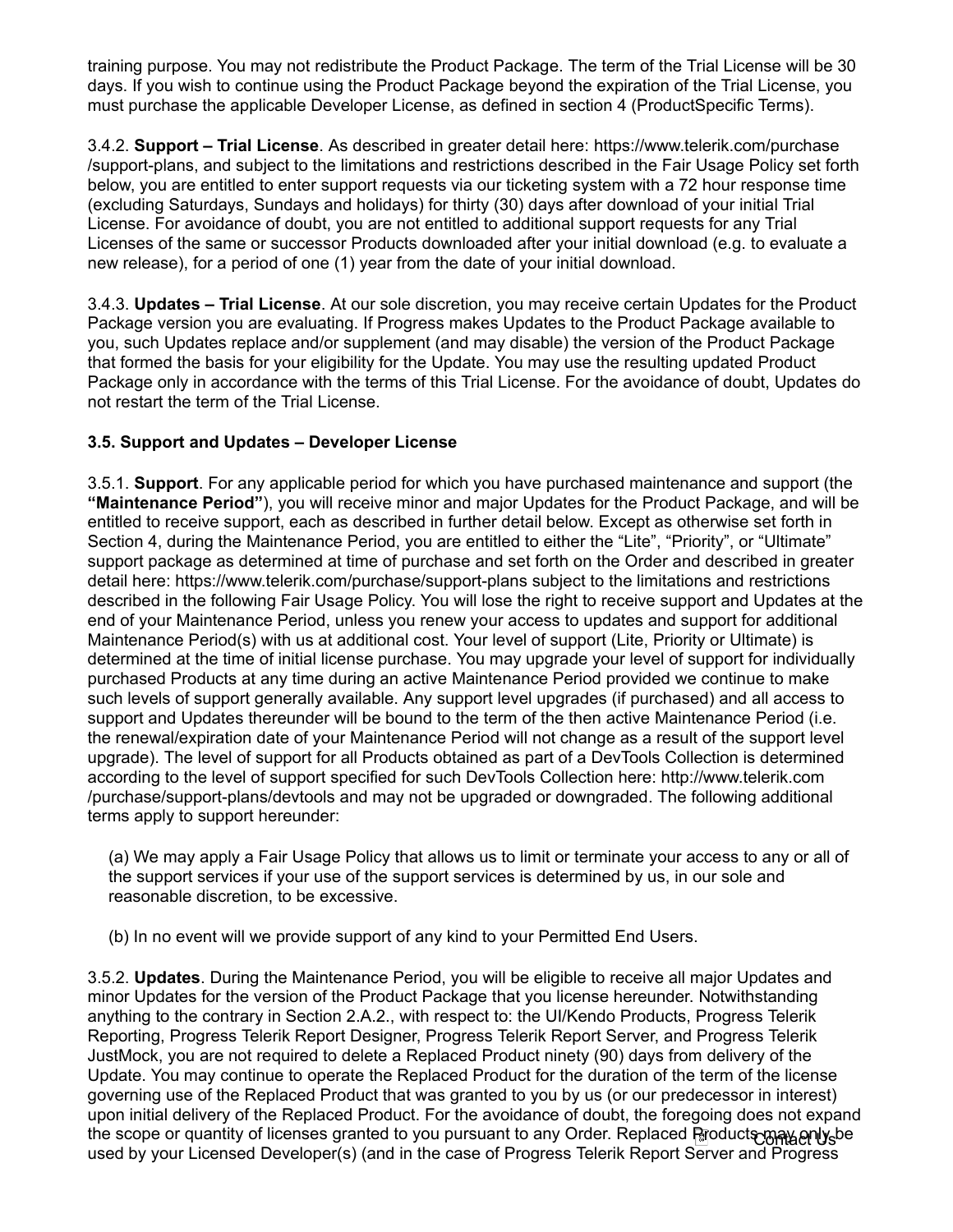training purpose. You may not redistribute the Product Package. The term of the Trial License will be 30 days. If you wish to continue using the Product Package beyond the expiration of the Trial License, you must purchase the applicable Developer License, as defined in section 4 (ProductSpecific Terms).

3.4.2. **Support – Trial License**. As described in greater detail here: https://www.telerik.com/purchase/support-plans, and subject to the limitations and restrictions described in the Fair Usage Policy set forth below, you are entitled to enter support requests via our ticketing system with a 72 hour response time (excluding Saturdays, Sundays and holidays) for thirty (30) days after download of your initial Trial License. For avoidance of doubt, you are not entitled to additional support requests for any Trial Licenses of the same or successor Products downloaded after your initial download (e.g. to evaluate a new release), for a period of one (1) year from the date of your initial download.

3.4.3. **Updates – Trial License**. At our sole discretion, you may receive certain Updates for the Product Package version you are evaluating. If Progress makes Updates to the Product Package available to you, such Updates replace and/or supplement (and may disable) the version of the Product Package that formed the basis for your eligibility for the Update. You may use the resulting updated Product Package only in accordance with the terms of this Trial License. For the avoidance of doubt, Updates do not restart the term of the Trial License.

**3.5. Support and Updates – Developer License**

3.5.1. **Support**. For any applicable period for which you have purchased maintenance and support (the **"Maintenance Period"**), you will receive minor and major Updates for the Product Package, and will be entitled to receive support, each as described in further detail below. Except as otherwise set forth in Section 4, during the Maintenance Period, you are entitled to either the "Lite", "Priority", or "Ultimate" support package as determined at time of purchase and set forth on the Order and described in greater detail here: https://www.telerik.com/purchase/support-plans subject to the limitations and restrictions described in the following Fair Usage Policy. You will lose the right to receive support and Updates at the end of your Maintenance Period, unless you renew your access to updates and support for additional Maintenance Period(s) with us at additional cost. Your level of support (Lite, Priority or Ultimate) is determined at the time of initial license purchase. You may upgrade your level of support for individually purchased Products at any time during an active Maintenance Period provided we continue to make such levels of support generally available. Any support level upgrades (if purchased) and all access to support and Updates thereunder will be bound to the term of the then active Maintenance Period (i.e. the renewal/expiration date of your Maintenance Period will not change as a result of the support level upgrade). The level of support for all Products obtained as part of a DevTools Collection is determined according to the level of support specified for such DevTools Collection here: http://www.telerik.com/purchase/support-plans/devtools and may not be upgraded or downgraded. The following additional terms apply to support hereunder:

(a) We may apply a Fair Usage Policy that allows us to limit or terminate your access to any or all of the support services if your use of the support services is determined by us, in our sole and reasonable discretion, to be excessive.

(b) In no event will we provide support of any kind to your Permitted End Users.

3.5.2. **Updates**. During the Maintenance Period, you will be eligible to receive all major Updates and minor Updates for the version of the Product Package that you license hereunder. Notwithstanding anything to the contrary in Section 2.A.2., with respect to: the UI/Kendo Products, Progress Telerik Reporting, Progress Telerik Report Designer, Progress Telerik Report Server, and Progress Telerik JustMock, you are not required to delete a Replaced Product ninety (90) days from delivery of the Update. You may continue to operate the Replaced Product for the duration of the term of the license governing use of the Replaced Product that was granted to you by us (or our predecessor in interest) upon initial delivery of the Replaced Product. For the avoidance of doubt, the foregoing does not expand the scope or quantity of licenses granted to you pursuant to any Order. Replaced Products may only be used by your Licensed Developer(s) (and in the case of Progress Telerik Report Server and Progress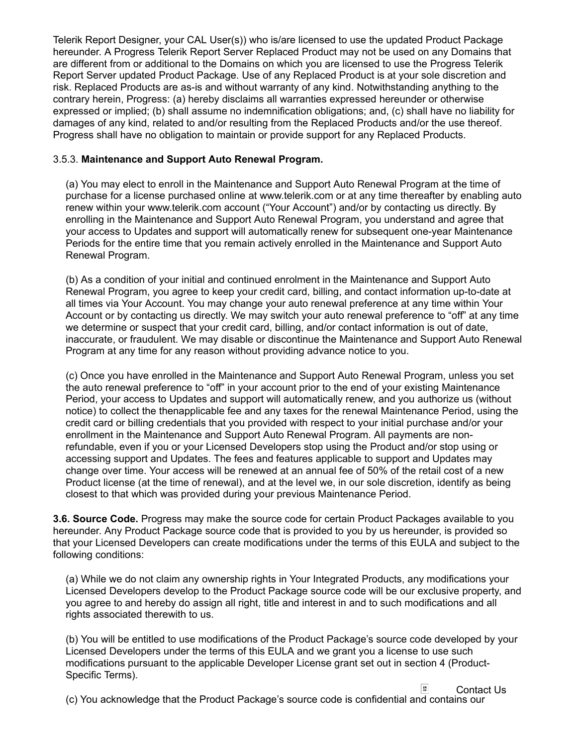Telerik Report Designer, your CAL User(s)) who is/are licensed to use the updated Product Package hereunder. A Progress Telerik Report Server Replaced Product may not be used on any Domains that are different from or additional to the Domains on which you are licensed to use the Progress Telerik Report Server updated Product Package. Use of any Replaced Product is at your sole discretion and risk. Replaced Products are as-is and without warranty of any kind. Notwithstanding anything to the contrary herein, Progress: (a) hereby disclaims all warranties expressed hereunder or otherwise expressed or implied; (b) shall assume no indemnification obligations; and, (c) shall have no liability for damages of any kind, related to and/or resulting from the Replaced Products and/or the use thereof. Progress shall have no obligation to maintain or provide support for any Replaced Products.

3.5.3. **Maintenance and Support Auto Renewal Program.**

(a) You may elect to enroll in the Maintenance and Support Auto Renewal Program at the time of purchase for a license purchased online at www.telerik.com or at any time thereafter by enabling auto renew within your www.telerik.com account ("Your Account") and/or by contacting us directly. By enrolling in the Maintenance and Support Auto Renewal Program, you understand and agree that your access to Updates and support will automatically renew for subsequent one-year Maintenance Periods for the entire time that you remain actively enrolled in the Maintenance and Support Auto Renewal Program.

(b) As a condition of your initial and continued enrolment in the Maintenance and Support Auto Renewal Program, you agree to keep your credit card, billing, and contact information up-to-date at all times via Your Account. You may change your auto renewal preference at any time within Your Account or by contacting us directly. We may switch your auto renewal preference to "off" at any time we determine or suspect that your credit card, billing, and/or contact information is out of date, inaccurate, or fraudulent. We may disable or discontinue the Maintenance and Support Auto Renewal Program at any time for any reason without providing advance notice to you.

(c) Once you have enrolled in the Maintenance and Support Auto Renewal Program, unless you set the auto renewal preference to "off" in your account prior to the end of your existing Maintenance Period, your access to Updates and support will automatically renew, and you authorize us (without notice) to collect the thenapplicable fee and any taxes for the renewal Maintenance Period, using the credit card or billing credentials that you provided with respect to your initial purchase and/or your enrollment in the Maintenance and Support Auto Renewal Program. All payments are non-refundable, even if you or your Licensed Developers stop using the Product and/or stop using or accessing support and Updates. The fees and features applicable to support and Updates may change over time. Your access will be renewed at an annual fee of 50% of the retail cost of a new Product license (at the time of renewal), and at the level we, in our sole discretion, identify as being closest to that which was provided during your previous Maintenance Period.

**3.6. Source Code.** Progress may make the source code for certain Product Packages available to you hereunder. Any Product Package source code that is provided to you by us hereunder, is provided so that your Licensed Developers can create modifications under the terms of this EULA and subject to the following conditions:

(a) While we do not claim any ownership rights in Your Integrated Products, any modifications your Licensed Developers develop to the Product Package source code will be our exclusive property, and you agree to and hereby do assign all right, title and interest in and to such modifications and all rights associated therewith to us.

(b) You will be entitled to use modifications of the Product Package's source code developed by your Licensed Developers under the terms of this EULA and we grant you a license to use such modifications pursuant to the applicable Developer License grant set out in section 4 (Product-Specific Terms).

(c) You acknowledge that the Product Package's source code is confidential and contains our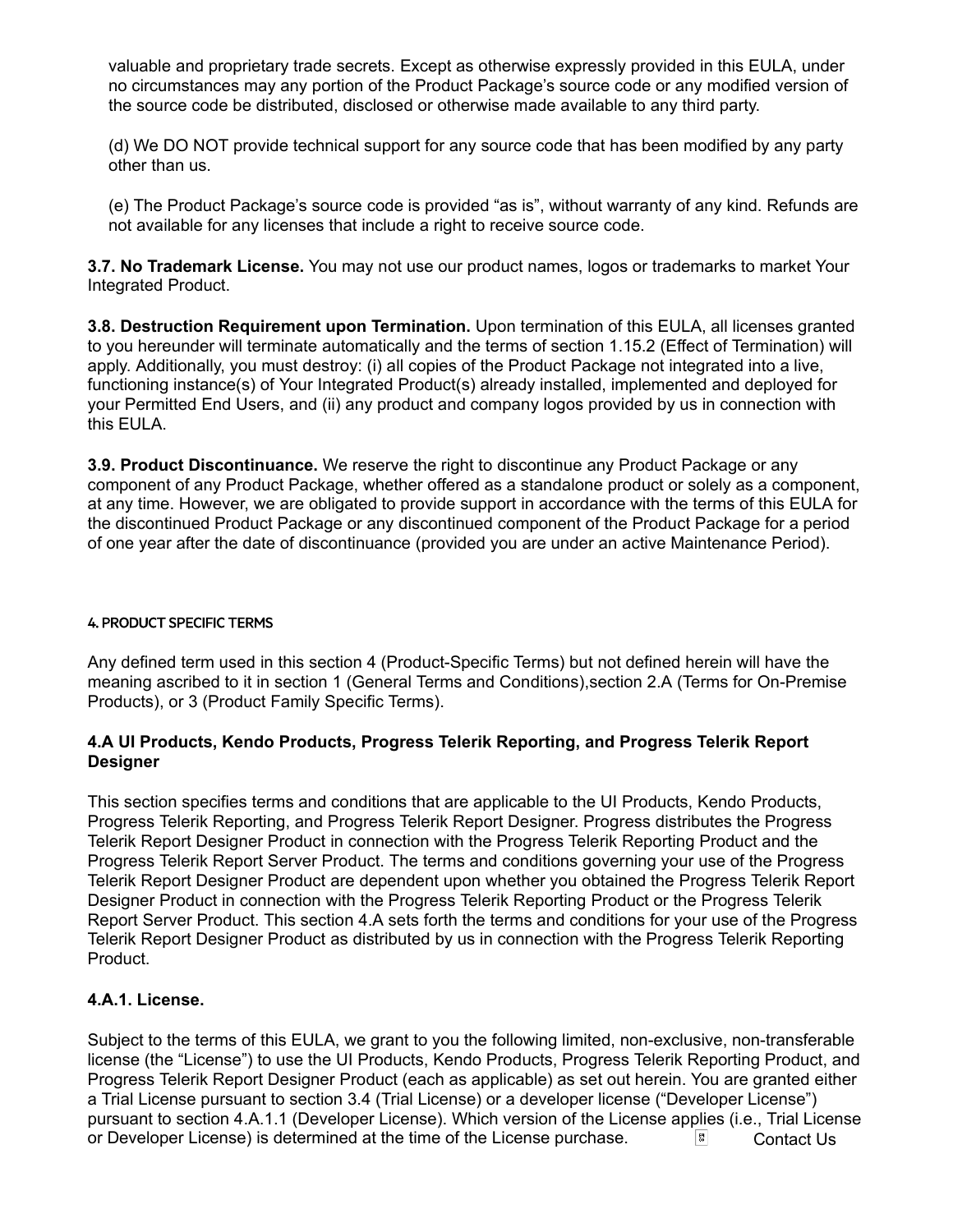valuable and proprietary trade secrets. Except as otherwise expressly provided in this EULA, under no circumstances may any portion of the Product Package's source code or any modified version of the source code be distributed, disclosed or otherwise made available to any third party.

(d) We DO NOT provide technical support for any source code that has been modified by any party other than us.

(e) The Product Package's source code is provided "as is", without warranty of any kind. Refunds are not available for any licenses that include a right to receive source code.

**3.7. No Trademark License.** You may not use our product names, logos or trademarks to market Your Integrated Product.

**3.8. Destruction Requirement upon Termination.** Upon termination of this EULA, all licenses granted to you hereunder will terminate automatically and the terms of section 1.15.2 (Effect of Termination) will apply. Additionally, you must destroy: (i) all copies of the Product Package not integrated into a live, functioning instance(s) of Your Integrated Product(s) already installed, implemented and deployed for your Permitted End Users, and (ii) any product and company logos provided by us in connection with this EULA.

**3.9. Product Discontinuance.** We reserve the right to discontinue any Product Package or any component of any Product Package, whether offered as a standalone product or solely as a component, at any time. However, we are obligated to provide support in accordance with the terms of this EULA for the discontinued Product Package or any discontinued component of the Product Package for a period of one year after the date of discontinuance (provided you are under an active Maintenance Period).

## 4. PRODUCT SPECIFIC TERMS

Any defined term used in this section 4 (Product-Specific Terms) but not defined herein will have the meaning ascribed to it in section 1 (General Terms and Conditions),section 2.A (Terms for On-Premise Products), or 3 (Product Family Specific Terms).

### 4.A UI Products, Kendo Products, Progress Telerik Reporting, and Progress Telerik Report Designer

This section specifies terms and conditions that are applicable to the UI Products, Kendo Products, Progress Telerik Reporting, and Progress Telerik Report Designer. Progress distributes the Progress Telerik Report Designer Product in connection with the Progress Telerik Reporting Product and the Progress Telerik Report Server Product. The terms and conditions governing your use of the Progress Telerik Report Designer Product are dependent upon whether you obtained the Progress Telerik Report Designer Product in connection with the Progress Telerik Reporting Product or the Progress Telerik Report Server Product. This section 4.A sets forth the terms and conditions for your use of the Progress Telerik Report Designer Product as distributed by us in connection with the Progress Telerik Reporting Product.

#### 4.A.1. License.

Subject to the terms of this EULA, we grant to you the following limited, non-exclusive, non-transferable license (the "License") to use the UI Products, Kendo Products, Progress Telerik Reporting Product, and Progress Telerik Report Designer Product (each as applicable) as set out herein. You are granted either a Trial License pursuant to section 3.4 (Trial License) or a developer license ("Developer License") pursuant to section 4.A.1.1 (Developer License). Which version of the License applies (i.e., Trial License or Developer License) is determined at the time of the License purchase.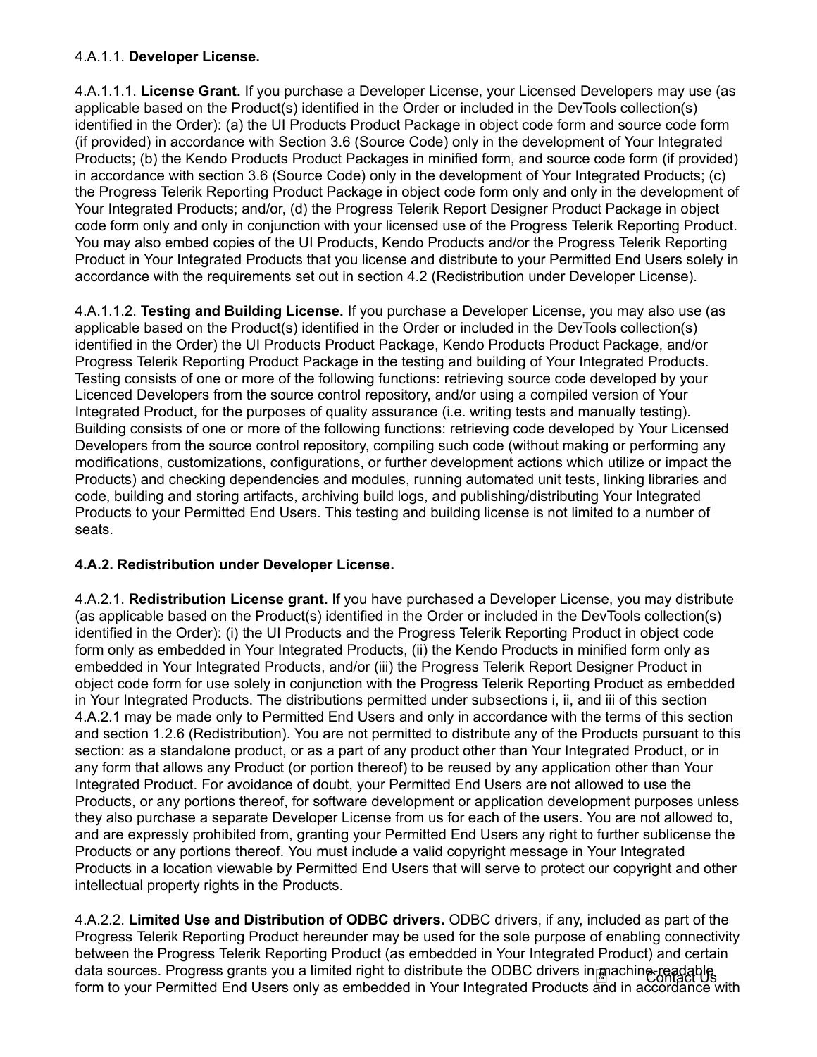4.A.1.1. **Developer License.**

4.A.1.1.1. **License Grant.** If you purchase a Developer License, your Licensed Developers may use (as applicable based on the Product(s) identified in the Order or included in the DevTools collection(s) identified in the Order): (a) the UI Products Product Package in object code form and source code form (if provided) in accordance with Section 3.6 (Source Code) only in the development of Your Integrated Products; (b) the Kendo Products Product Packages in minified form, and source code form (if provided) in accordance with section 3.6 (Source Code) only in the development of Your Integrated Products; (c) the Progress Telerik Reporting Product Package in object code form only and only in the development of Your Integrated Products; and/or, (d) the Progress Telerik Report Designer Product Package in object code form only and only in conjunction with your licensed use of the Progress Telerik Reporting Product. You may also embed copies of the UI Products, Kendo Products and/or the Progress Telerik Reporting Product in Your Integrated Products that you license and distribute to your Permitted End Users solely in accordance with the requirements set out in section 4.2 (Redistribution under Developer License).

4.A.1.1.2. **Testing and Building License.** If you purchase a Developer License, you may also use (as applicable based on the Product(s) identified in the Order or included in the DevTools collection(s) identified in the Order) the UI Products Product Package, Kendo Products Product Package, and/or Progress Telerik Reporting Product Package in the testing and building of Your Integrated Products. Testing consists of one or more of the following functions: retrieving source code developed by your Licenced Developers from the source control repository, and/or using a compiled version of Your Integrated Product, for the purposes of quality assurance (i.e. writing tests and manually testing). Building consists of one or more of the following functions: retrieving code developed by Your Licensed Developers from the source control repository, compiling such code (without making or performing any modifications, customizations, configurations, or further development actions which utilize or impact the Products) and checking dependencies and modules, running automated unit tests, linking libraries and code, building and storing artifacts, archiving build logs, and publishing/distributing Your Integrated Products to your Permitted End Users. This testing and building license is not limited to a number of seats.

**4.A.2. Redistribution under Developer License.**

4.A.2.1. **Redistribution License grant.** If you have purchased a Developer License, you may distribute (as applicable based on the Product(s) identified in the Order or included in the DevTools collection(s) identified in the Order): (i) the UI Products and the Progress Telerik Reporting Product in object code form only as embedded in Your Integrated Products, (ii) the Kendo Products in minified form only as embedded in Your Integrated Products, and/or (iii) the Progress Telerik Report Designer Product in object code form for use solely in conjunction with the Progress Telerik Reporting Product as embedded in Your Integrated Products. The distributions permitted under subsections i, ii, and iii of this section 4.A.2.1 may be made only to Permitted End Users and only in accordance with the terms of this section and section 1.2.6 (Redistribution). You are not permitted to distribute any of the Products pursuant to this section: as a standalone product, or as a part of any product other than Your Integrated Product, or in any form that allows any Product (or portion thereof) to be reused by any application other than Your Integrated Product. For avoidance of doubt, your Permitted End Users are not allowed to use the Products, or any portions thereof, for software development or application development purposes unless they also purchase a separate Developer License from us for each of the users. You are not allowed to, and are expressly prohibited from, granting your Permitted End Users any right to further sublicense the Products or any portions thereof. You must include a valid copyright message in Your Integrated Products in a location viewable by Permitted End Users that will serve to protect our copyright and other intellectual property rights in the Products.

4.A.2.2. **Limited Use and Distribution of ODBC drivers.** ODBC drivers, if any, included as part of the Progress Telerik Reporting Product hereunder may be used for the sole purpose of enabling connectivity between the Progress Telerik Reporting Product (as embedded in Your Integrated Product) and certain data sources. Progress grants you a limited right to distribute the ODBC drivers in machine-readable form to your Permitted End Users only as embedded in Your Integrated Products and in accordance with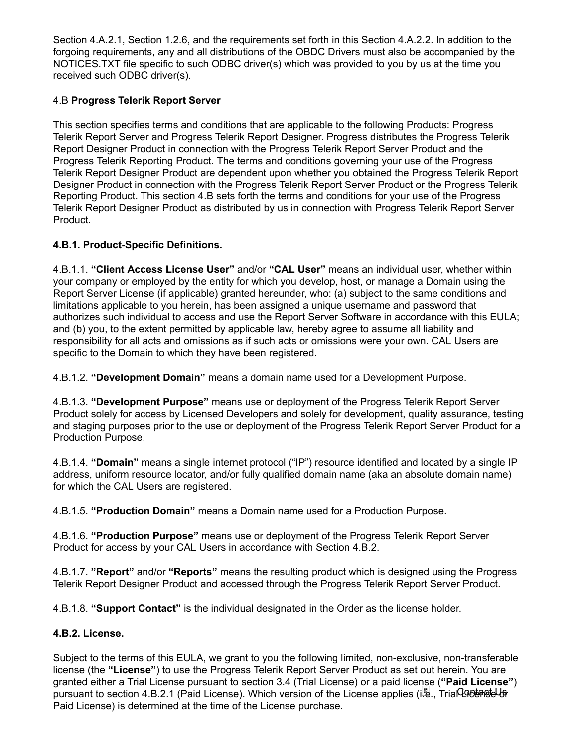Section 4.A.2.1, Section 1.2.6, and the requirements set forth in this Section 4.A.2.2. In addition to the forgoing requirements, any and all distributions of the OBDC Drivers must also be accompanied by the NOTICES.TXT file specific to such ODBC driver(s) which was provided to you by us at the time you received such ODBC driver(s).

4.B **Progress Telerik Report Server**

This section specifies terms and conditions that are applicable to the following Products: Progress Telerik Report Server and Progress Telerik Report Designer. Progress distributes the Progress Telerik Report Designer Product in connection with the Progress Telerik Report Server Product and the Progress Telerik Reporting Product. The terms and conditions governing your use of the Progress Telerik Report Designer Product are dependent upon whether you obtained the Progress Telerik Report Designer Product in connection with the Progress Telerik Report Server Product or the Progress Telerik Reporting Product. This section 4.B sets forth the terms and conditions for your use of the Progress Telerik Report Designer Product as distributed by us in connection with Progress Telerik Report Server Product.

**4.B.1. Product-Specific Definitions.**

4.B.1.1. **"Client Access License User"** and/or **"CAL User"** means an individual user, whether within your company or employed by the entity for which you develop, host, or manage a Domain using the Report Server License (if applicable) granted hereunder, who: (a) subject to the same conditions and limitations applicable to you herein, has been assigned a unique username and password that authorizes such individual to access and use the Report Server Software in accordance with this EULA; and (b) you, to the extent permitted by applicable law, hereby agree to assume all liability and responsibility for all acts and omissions as if such acts or omissions were your own. CAL Users are specific to the Domain to which they have been registered.

4.B.1.2. **"Development Domain"** means a domain name used for a Development Purpose.

4.B.1.3. **"Development Purpose"** means use or deployment of the Progress Telerik Report Server Product solely for access by Licensed Developers and solely for development, quality assurance, testing and staging purposes prior to the use or deployment of the Progress Telerik Report Server Product for a Production Purpose.

4.B.1.4. **"Domain"** means a single internet protocol ("IP") resource identified and located by a single IP address, uniform resource locator, and/or fully qualified domain name (aka an absolute domain name) for which the CAL Users are registered.

4.B.1.5. **"Production Domain"** means a Domain name used for a Production Purpose.

4.B.1.6. **"Production Purpose"** means use or deployment of the Progress Telerik Report Server Product for access by your CAL Users in accordance with Section 4.B.2.

4.B.1.7. **"Report"** and/or **"Reports"** means the resulting product which is designed using the Progress Telerik Report Designer Product and accessed through the Progress Telerik Report Server Product.

4.B.1.8. **"Support Contact"** is the individual designated in the Order as the license holder.

**4.B.2. License.**

Subject to the terms of this EULA, we grant to you the following limited, non-exclusive, non-transferable license (the **"License"**) to use the Progress Telerik Report Server Product as set out herein. You are granted either a Trial License pursuant to section 3.4 (Trial License) or a paid license (**"Paid License"**) pursuant to section 4.B.2.1 (Paid License). Which version of the License applies (i.e., Trial License or Paid License) is determined at the time of the License purchase.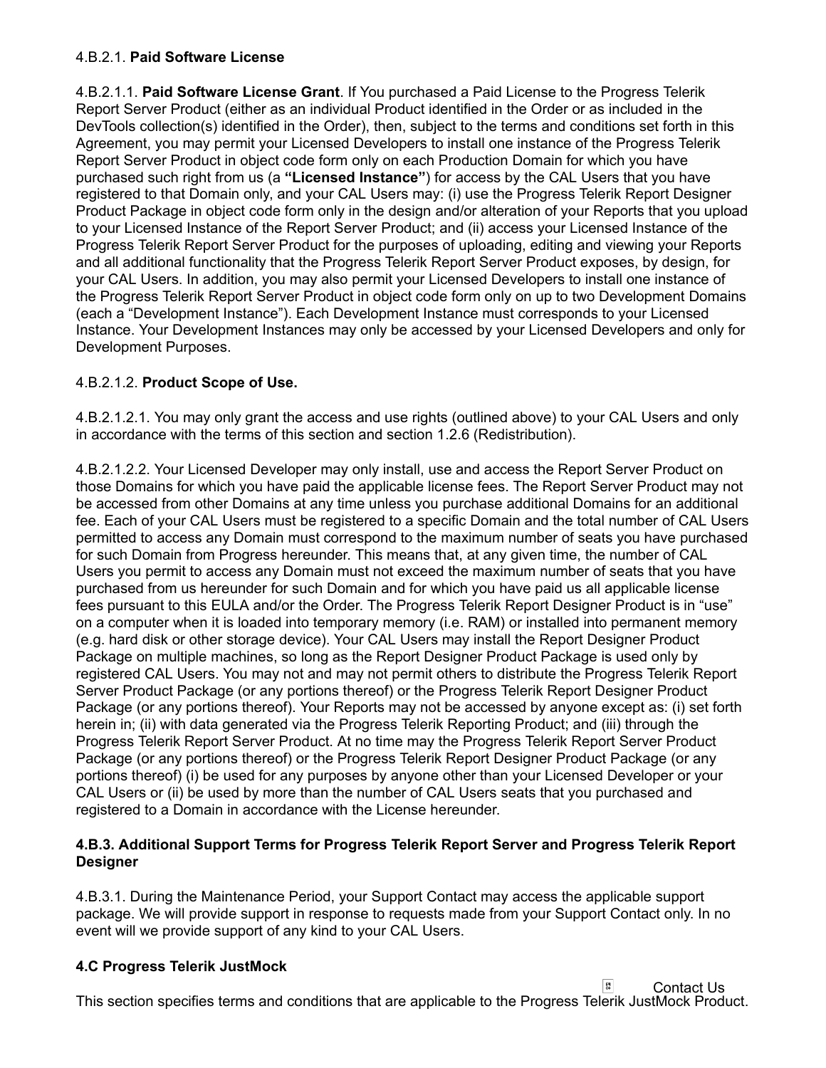4.B.2.1. **Paid Software License**

4.B.2.1.1. **Paid Software License Grant**. If You purchased a Paid License to the Progress Telerik Report Server Product (either as an individual Product identified in the Order or as included in the DevTools collection(s) identified in the Order), then, subject to the terms and conditions set forth in this Agreement, you may permit your Licensed Developers to install one instance of the Progress Telerik Report Server Product in object code form only on each Production Domain for which you have purchased such right from us (a **"Licensed Instance"**) for access by the CAL Users that you have registered to that Domain only, and your CAL Users may: (i) use the Progress Telerik Report Designer Product Package in object code form only in the design and/or alteration of your Reports that you upload to your Licensed Instance of the Report Server Product; and (ii) access your Licensed Instance of the Progress Telerik Report Server Product for the purposes of uploading, editing and viewing your Reports and all additional functionality that the Progress Telerik Report Server Product exposes, by design, for your CAL Users. In addition, you may also permit your Licensed Developers to install one instance of the Progress Telerik Report Server Product in object code form only on up to two Development Domains (each a "Development Instance"). Each Development Instance must corresponds to your Licensed Instance. Your Development Instances may only be accessed by your Licensed Developers and only for Development Purposes.

4.B.2.1.2. **Product Scope of Use.**

4.B.2.1.2.1. You may only grant the access and use rights (outlined above) to your CAL Users and only in accordance with the terms of this section and section 1.2.6 (Redistribution).

4.B.2.1.2.2. Your Licensed Developer may only install, use and access the Report Server Product on those Domains for which you have paid the applicable license fees. The Report Server Product may not be accessed from other Domains at any time unless you purchase additional Domains for an additional fee. Each of your CAL Users must be registered to a specific Domain and the total number of CAL Users permitted to access any Domain must correspond to the maximum number of seats you have purchased for such Domain from Progress hereunder. This means that, at any given time, the number of CAL Users you permit to access any Domain must not exceed the maximum number of seats that you have purchased from us hereunder for such Domain and for which you have paid us all applicable license fees pursuant to this EULA and/or the Order. The Progress Telerik Report Designer Product is in "use" on a computer when it is loaded into temporary memory (i.e. RAM) or installed into permanent memory (e.g. hard disk or other storage device). Your CAL Users may install the Report Designer Product Package on multiple machines, so long as the Report Designer Product Package is used only by registered CAL Users. You may not and may not permit others to distribute the Progress Telerik Report Server Product Package (or any portions thereof) or the Progress Telerik Report Designer Product Package (or any portions thereof). Your Reports may not be accessed by anyone except as: (i) set forth herein in; (ii) with data generated via the Progress Telerik Reporting Product; and (iii) through the Progress Telerik Report Server Product. At no time may the Progress Telerik Report Server Product Package (or any portions thereof) or the Progress Telerik Report Designer Product Package (or any portions thereof) (i) be used for any purposes by anyone other than your Licensed Developer or your CAL Users or (ii) be used by more than the number of CAL Users seats that you purchased and registered to a Domain in accordance with the License hereunder.

**4.B.3. Additional Support Terms for Progress Telerik Report Server and Progress Telerik Report Designer**

4.B.3.1. During the Maintenance Period, your Support Contact may access the applicable support package. We will provide support in response to requests made from your Support Contact only. In no event will we provide support of any kind to your CAL Users.

**4.C Progress Telerik JustMock**

This section specifies terms and conditions that are applicable to the Progress Telerik JustMock Product.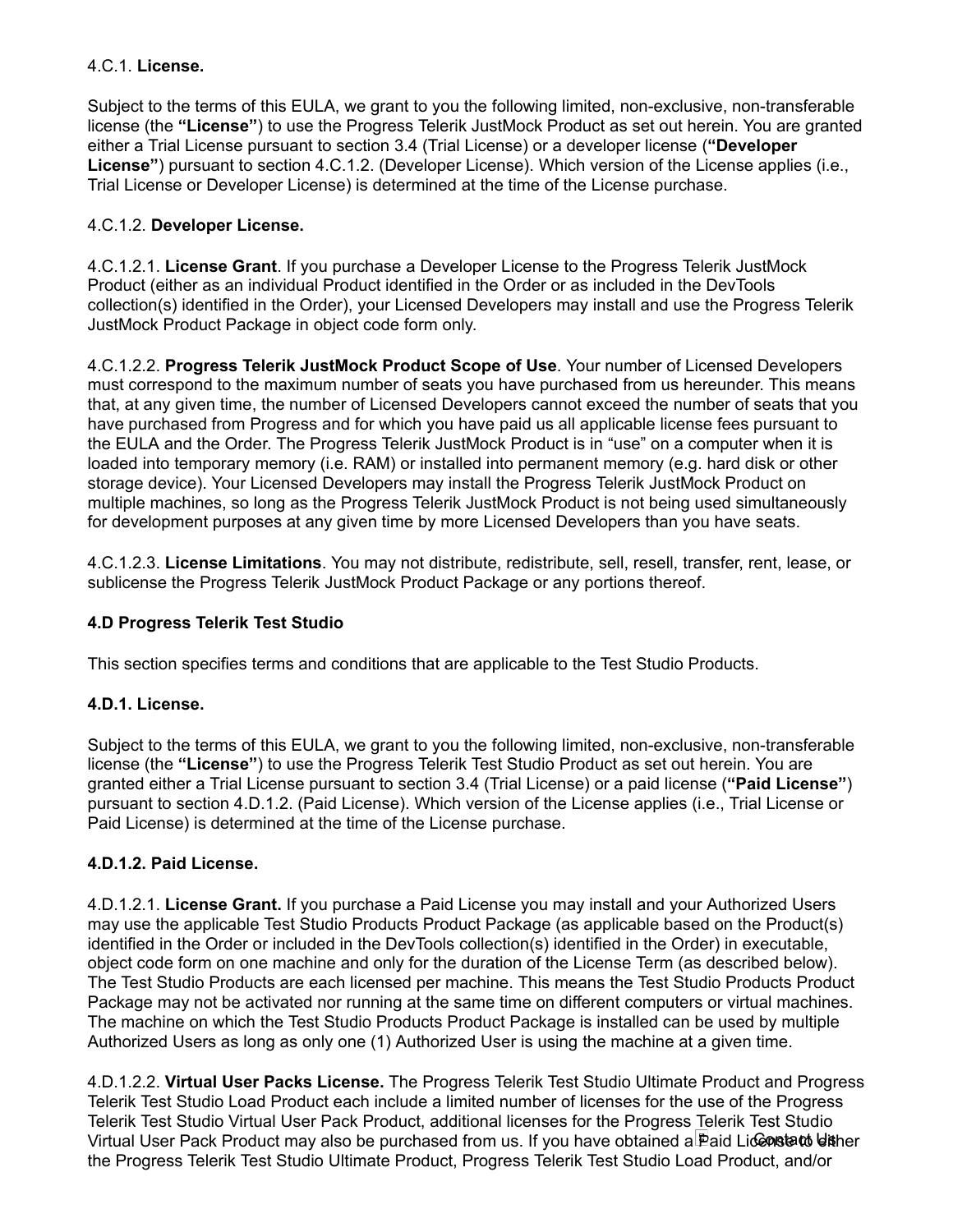4.C.1. **License.**

Subject to the terms of this EULA, we grant to you the following limited, non-exclusive, non-transferable license (the **"License"**) to use the Progress Telerik JustMock Product as set out herein. You are granted either a Trial License pursuant to section 3.4 (Trial License) or a developer license (**"Developer License"**) pursuant to section 4.C.1.2. (Developer License). Which version of the License applies (i.e., Trial License or Developer License) is determined at the time of the License purchase.

4.C.1.2. **Developer License.**

4.C.1.2.1. **License Grant**. If you purchase a Developer License to the Progress Telerik JustMock Product (either as an individual Product identified in the Order or as included in the DevTools collection(s) identified in the Order), your Licensed Developers may install and use the Progress Telerik JustMock Product Package in object code form only.

4.C.1.2.2. **Progress Telerik JustMock Product Scope of Use**. Your number of Licensed Developers must correspond to the maximum number of seats you have purchased from us hereunder. This means that, at any given time, the number of Licensed Developers cannot exceed the number of seats that you have purchased from Progress and for which you have paid us all applicable license fees pursuant to the EULA and the Order. The Progress Telerik JustMock Product is in "use" on a computer when it is loaded into temporary memory (i.e. RAM) or installed into permanent memory (e.g. hard disk or other storage device). Your Licensed Developers may install the Progress Telerik JustMock Product on multiple machines, so long as the Progress Telerik JustMock Product is not being used simultaneously for development purposes at any given time by more Licensed Developers than you have seats.

4.C.1.2.3. **License Limitations**. You may not distribute, redistribute, sell, resell, transfer, rent, lease, or sublicense the Progress Telerik JustMock Product Package or any portions thereof.

### 4.D Progress Telerik Test Studio

This section specifies terms and conditions that are applicable to the Test Studio Products.

#### 4.D.1. License.

Subject to the terms of this EULA, we grant to you the following limited, non-exclusive, non-transferable license (the **"License"**) to use the Progress Telerik Test Studio Product as set out herein. You are granted either a Trial License pursuant to section 3.4 (Trial License) or a paid license (**"Paid License"**) pursuant to section 4.D.1.2. (Paid License). Which version of the License applies (i.e., Trial License or Paid License) is determined at the time of the License purchase.

#### 4.D.1.2. Paid License.

4.D.1.2.1. **License Grant.** If you purchase a Paid License you may install and your Authorized Users may use the applicable Test Studio Products Product Package (as applicable based on the Product(s) identified in the Order or included in the DevTools collection(s) identified in the Order) in executable, object code form on one machine and only for the duration of the License Term (as described below). The Test Studio Products are each licensed per machine. This means the Test Studio Products Product Package may not be activated nor running at the same time on different computers or virtual machines. The machine on which the Test Studio Products Product Package is installed can be used by multiple Authorized Users as long as only one (1) Authorized User is using the machine at a given time.

4.D.1.2.2. **Virtual User Packs License.** The Progress Telerik Test Studio Ultimate Product and Progress Telerik Test Studio Load Product each include a limited number of licenses for the use of the Progress Telerik Test Studio Virtual User Pack Product, additional licenses for the Progress Telerik Test Studio Virtual User Pack Product may also be purchased from us. If you have obtained a Paid License to either the Progress Telerik Test Studio Ultimate Product, Progress Telerik Test Studio Load Product, and/or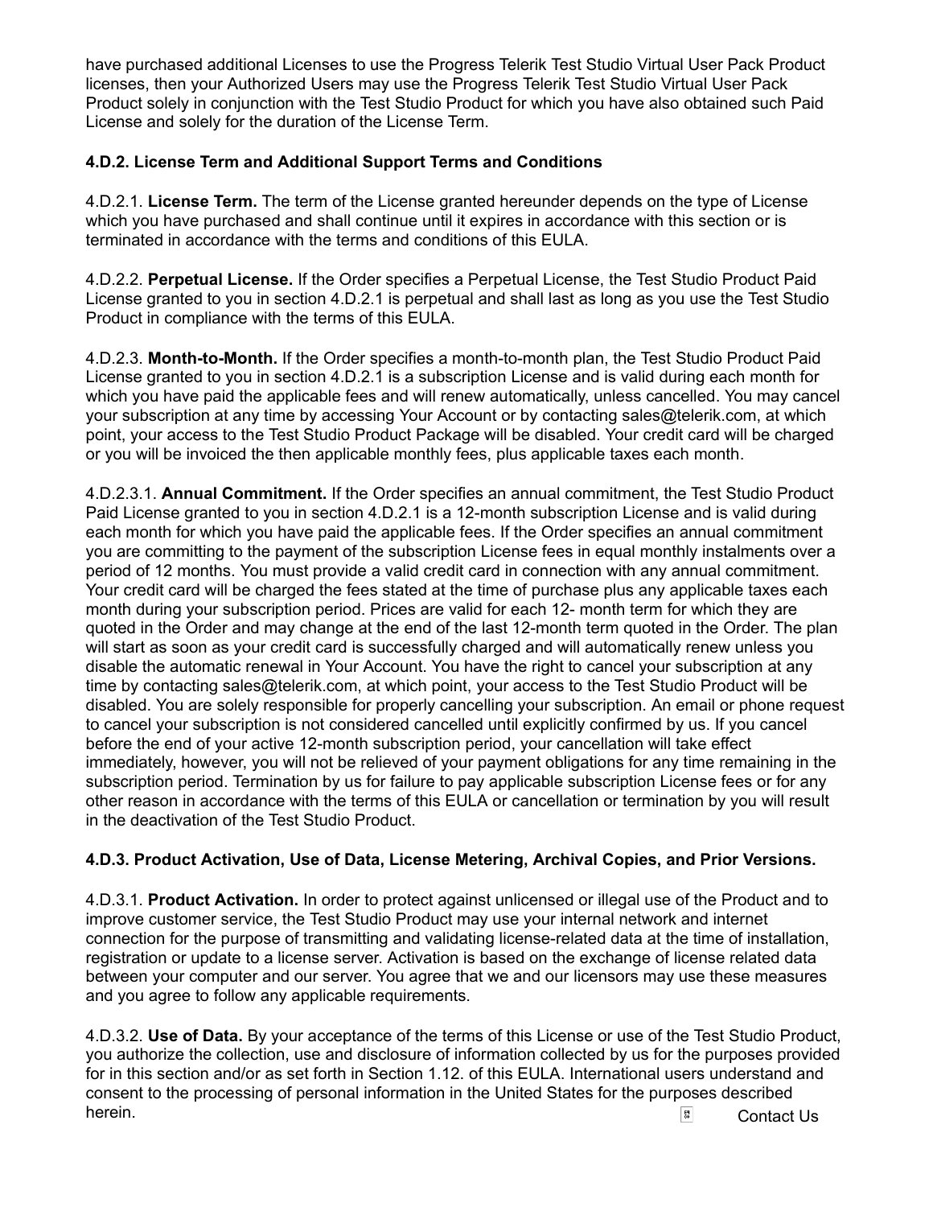have purchased additional Licenses to use the Progress Telerik Test Studio Virtual User Pack Product licenses, then your Authorized Users may use the Progress Telerik Test Studio Virtual User Pack Product solely in conjunction with the Test Studio Product for which you have also obtained such Paid License and solely for the duration of the License Term.

**4.D.2. License Term and Additional Support Terms and Conditions**

4.D.2.1. **License Term.** The term of the License granted hereunder depends on the type of License which you have purchased and shall continue until it expires in accordance with this section or is terminated in accordance with the terms and conditions of this EULA.

4.D.2.2. **Perpetual License.** If the Order specifies a Perpetual License, the Test Studio Product Paid License granted to you in section 4.D.2.1 is perpetual and shall last as long as you use the Test Studio Product in compliance with the terms of this EULA.

4.D.2.3. **Month-to-Month.** If the Order specifies a month-to-month plan, the Test Studio Product Paid License granted to you in section 4.D.2.1 is a subscription License and is valid during each month for which you have paid the applicable fees and will renew automatically, unless cancelled. You may cancel your subscription at any time by accessing Your Account or by contacting sales@telerik.com, at which point, your access to the Test Studio Product Package will be disabled. Your credit card will be charged or you will be invoiced the then applicable monthly fees, plus applicable taxes each month.

4.D.2.3.1. **Annual Commitment.** If the Order specifies an annual commitment, the Test Studio Product Paid License granted to you in section 4.D.2.1 is a 12-month subscription License and is valid during each month for which you have paid the applicable fees. If the Order specifies an annual commitment you are committing to the payment of the subscription License fees in equal monthly instalments over a period of 12 months. You must provide a valid credit card in connection with any annual commitment. Your credit card will be charged the fees stated at the time of purchase plus any applicable taxes each month during your subscription period. Prices are valid for each 12- month term for which they are quoted in the Order and may change at the end of the last 12-month term quoted in the Order. The plan will start as soon as your credit card is successfully charged and will automatically renew unless you disable the automatic renewal in Your Account. You have the right to cancel your subscription at any time by contacting sales@telerik.com, at which point, your access to the Test Studio Product will be disabled. You are solely responsible for properly cancelling your subscription. An email or phone request to cancel your subscription is not considered cancelled until explicitly confirmed by us. If you cancel before the end of your active 12-month subscription period, your cancellation will take effect immediately, however, you will not be relieved of your payment obligations for any time remaining in the subscription period. Termination by us for failure to pay applicable subscription License fees or for any other reason in accordance with the terms of this EULA or cancellation or termination by you will result in the deactivation of the Test Studio Product.

**4.D.3. Product Activation, Use of Data, License Metering, Archival Copies, and Prior Versions.**

4.D.3.1. **Product Activation.** In order to protect against unlicensed or illegal use of the Product and to improve customer service, the Test Studio Product may use your internal network and internet connection for the purpose of transmitting and validating license-related data at the time of installation, registration or update to a license server. Activation is based on the exchange of license related data between your computer and our server. You agree that we and our licensors may use these measures and you agree to follow any applicable requirements.

4.D.3.2. **Use of Data.** By your acceptance of the terms of this License or use of the Test Studio Product, you authorize the collection, use and disclosure of information collected by us for the purposes provided for in this section and/or as set forth in Section 1.12. of this EULA. International users understand and consent to the processing of personal information in the United States for the purposes described herein.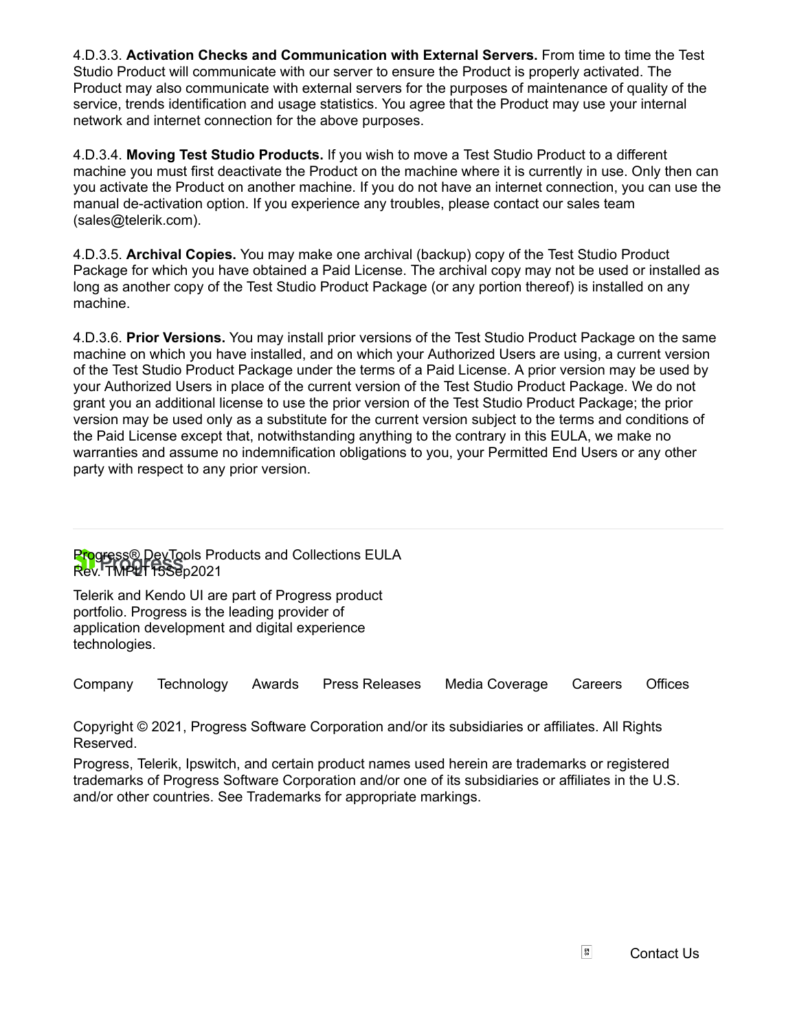4.D.3.3. **Activation Checks and Communication with External Servers.** From time to time the Test Studio Product will communicate with our server to ensure the Product is properly activated. The Product may also communicate with external servers for the purposes of maintenance of quality of the service, trends identification and usage statistics. You agree that the Product may use your internal network and internet connection for the above purposes.

4.D.3.4. **Moving Test Studio Products.** If you wish to move a Test Studio Product to a different machine you must first deactivate the Product on the machine where it is currently in use. Only then can you activate the Product on another machine. If you do not have an internet connection, you can use the manual de-activation option. If you experience any troubles, please contact our sales team (sales@telerik.com).

4.D.3.5. **Archival Copies.** You may make one archival (backup) copy of the Test Studio Product Package for which you have obtained a Paid License. The archival copy may not be used or installed as long as another copy of the Test Studio Product Package (or any portion thereof) is installed on any machine.

4.D.3.6. **Prior Versions.** You may install prior versions of the Test Studio Product Package on the same machine on which you have installed, and on which your Authorized Users are using, a current version of the Test Studio Product Package under the terms of a Paid License. A prior version may be used by your Authorized Users in place of the current version of the Test Studio Product Package. We do not grant you an additional license to use the prior version of the Test Studio Product Package; the prior version may be used only as a substitute for the current version subject to the terms and conditions of the Paid License except that, notwithstanding anything to the contrary in this EULA, we make no warranties and assume no indemnification obligations to you, your Permitted End Users or any other party with respect to any prior version.

---

Progress® DevTools Products and Collections EULA
Rev. TMPLT 15Sep2021

Telerik and Kendo UI are part of Progress product portfolio. Progress is the leading provider of application development and digital experience technologies.

Company Technology Awards Press Releases Media Coverage Careers Offices

Copyright © 2021, Progress Software Corporation and/or its subsidiaries or affiliates. All Rights Reserved.

Progress, Telerik, Ipswitch, and certain product names used herein are trademarks or registered trademarks of Progress Software Corporation and/or one of its subsidiaries or affiliates in the U.S. and/or other countries. See Trademarks for appropriate markings.

Contact Us